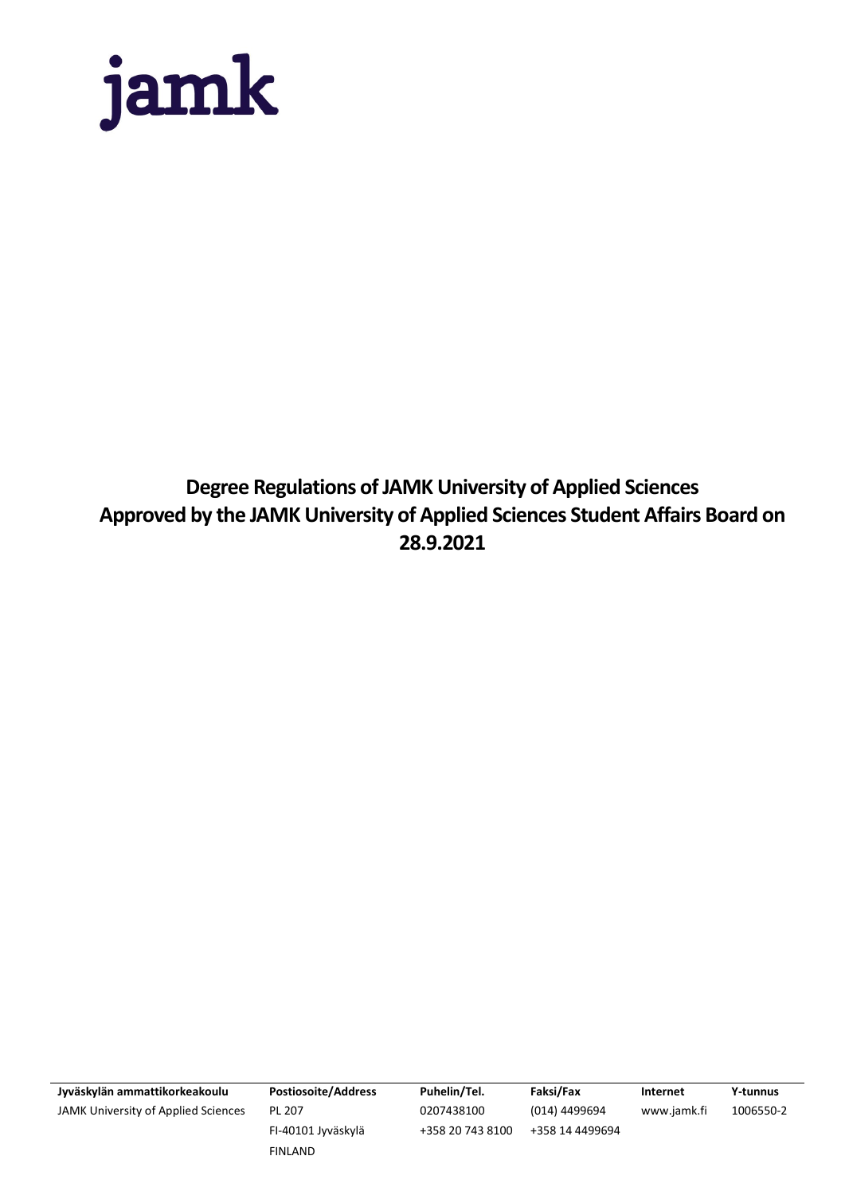jamk

# Degree Regulations of JAMK University of Applied Sciences Approved by the JAMK University of Applied Sciences Student Affairs Board on 28.9.2021

| Jyväskylän ammattikorkeakoulu | Postiosoite/Address | Puhelin/Tel. | Faksi/Fax | Internet | Y-tunnus |
|---|---|---|---|---|---|
| JAMK University of Applied Sciences | PL 207 | 0207438100 | (014) 4499694 | www.jamk.fi | 1006550-2 |
| | FI-40101 Jyväskylä | +358 20 743 8100 | +358 14 4499694 | | |
| | FINLAND | | | | |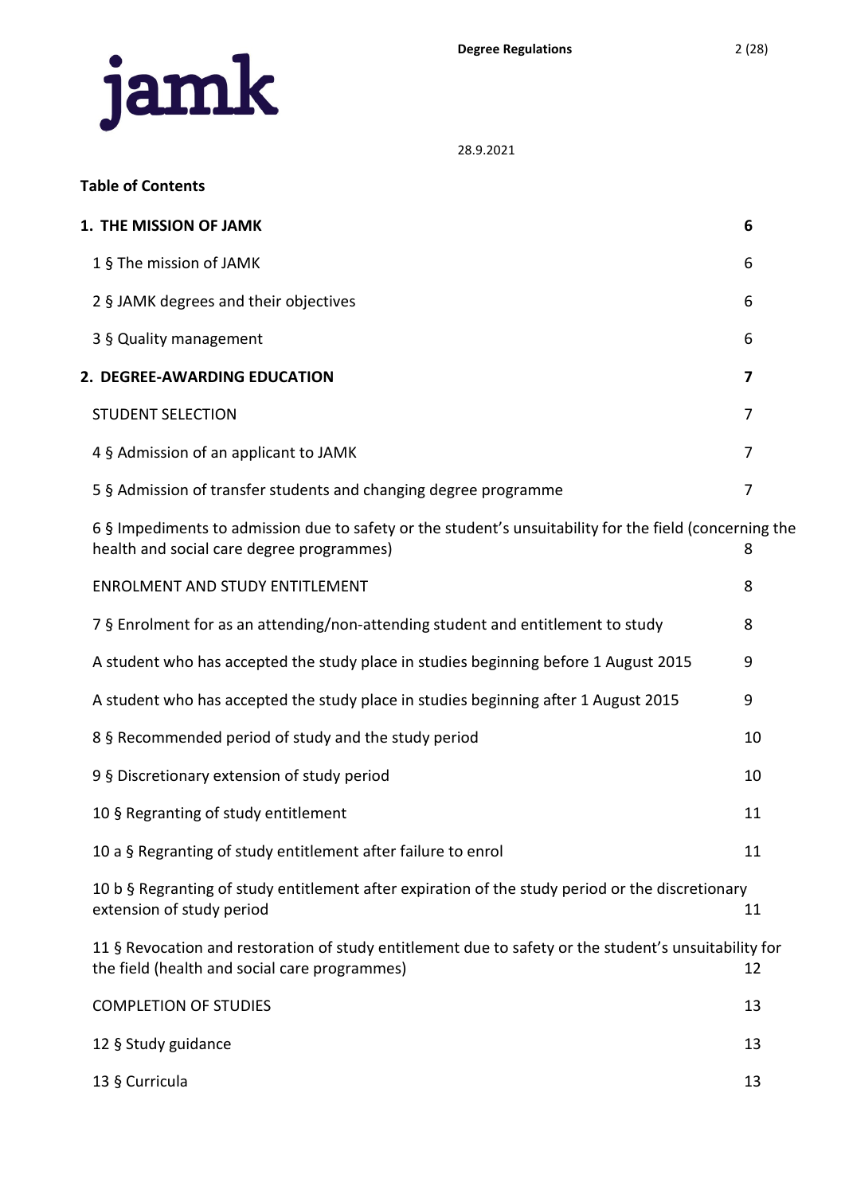28.9.2021

**Table of Contents**

| | |
|---|---|
| **1. THE MISSION OF JAMK** | **6** |
| 1 § The mission of JAMK | 6 |
| 2 § JAMK degrees and their objectives | 6 |
| 3 § Quality management | 6 |
| **2. DEGREE-AWARDING EDUCATION** | **7** |
| STUDENT SELECTION | 7 |
| 4 § Admission of an applicant to JAMK | 7 |
| 5 § Admission of transfer students and changing degree programme | 7 |
| 6 § Impediments to admission due to safety or the student's unsuitability for the field (concerning the health and social care degree programmes) | 8 |
| ENROLMENT AND STUDY ENTITLEMENT | 8 |
| 7 § Enrolment for as an attending/non-attending student and entitlement to study | 8 |
| A student who has accepted the study place in studies beginning before 1 August 2015 | 9 |
| A student who has accepted the study place in studies beginning after 1 August 2015 | 9 |
| 8 § Recommended period of study and the study period | 10 |
| 9 § Discretionary extension of study period | 10 |
| 10 § Regranting of study entitlement | 11 |
| 10 a § Regranting of study entitlement after failure to enrol | 11 |
| 10 b § Regranting of study entitlement after expiration of the study period or the discretionary extension of study period | 11 |
| 11 § Revocation and restoration of study entitlement due to safety or the student's unsuitability for the field (health and social care programmes) | 12 |
| COMPLETION OF STUDIES | 13 |
| 12 § Study guidance | 13 |
| 13 § Curricula | 13 |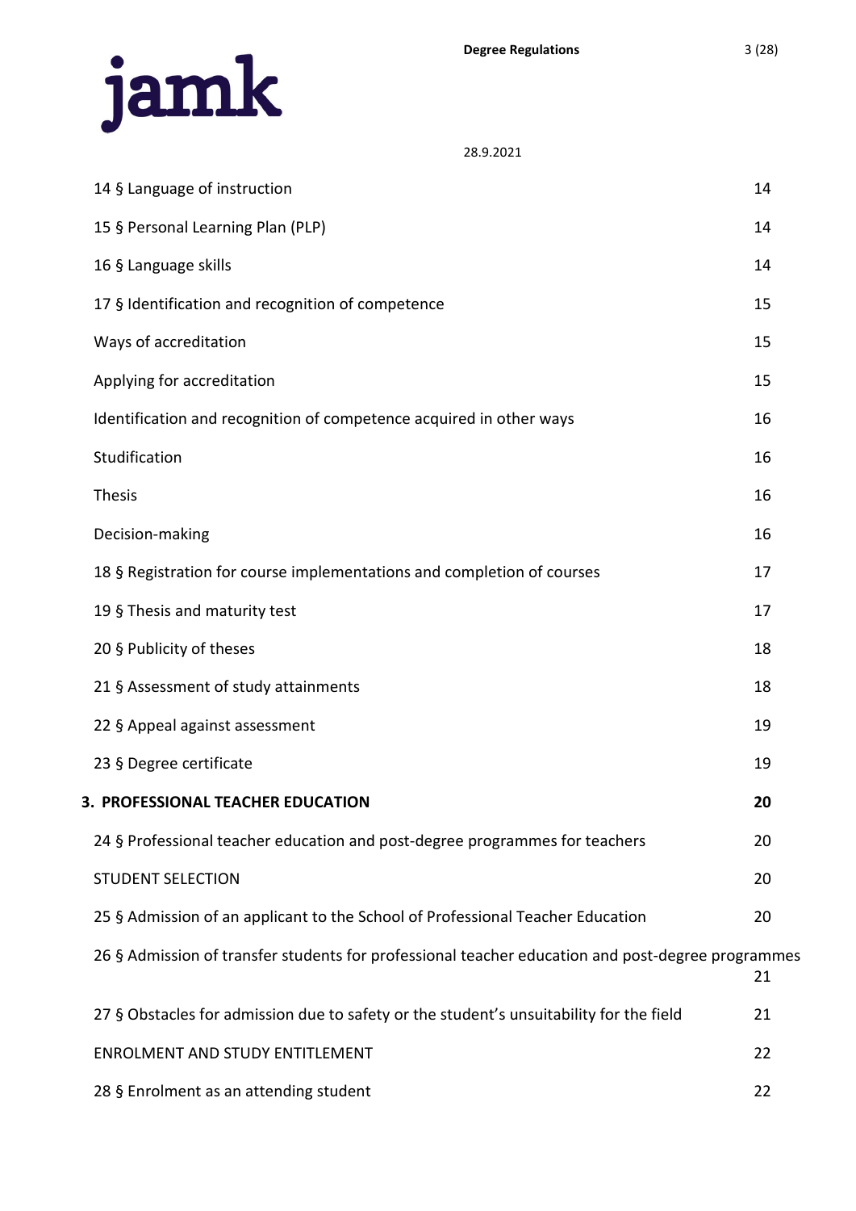| | |
|---|---|
| 14 § Language of instruction | 14 |
| 15 § Personal Learning Plan (PLP) | 14 |
| 16 § Language skills | 14 |
| 17 § Identification and recognition of competence | 15 |
| Ways of accreditation | 15 |
| Applying for accreditation | 15 |
| Identification and recognition of competence acquired in other ways | 16 |
| Studification | 16 |
| Thesis | 16 |
| Decision-making | 16 |
| 18 § Registration for course implementations and completion of courses | 17 |
| 19 § Thesis and maturity test | 17 |
| 20 § Publicity of theses | 18 |
| 21 § Assessment of study attainments | 18 |
| 22 § Appeal against assessment | 19 |
| 23 § Degree certificate | 19 |
| **3. PROFESSIONAL TEACHER EDUCATION** | **20** |
| 24 § Professional teacher education and post-degree programmes for teachers | 20 |
| STUDENT SELECTION | 20 |
| 25 § Admission of an applicant to the School of Professional Teacher Education | 20 |
| 26 § Admission of transfer students for professional teacher education and post-degree programmes | 21 |
| 27 § Obstacles for admission due to safety or the student's unsuitability for the field | 21 |
| ENROLMENT AND STUDY ENTITLEMENT | 22 |
| 28 § Enrolment as an attending student | 22 |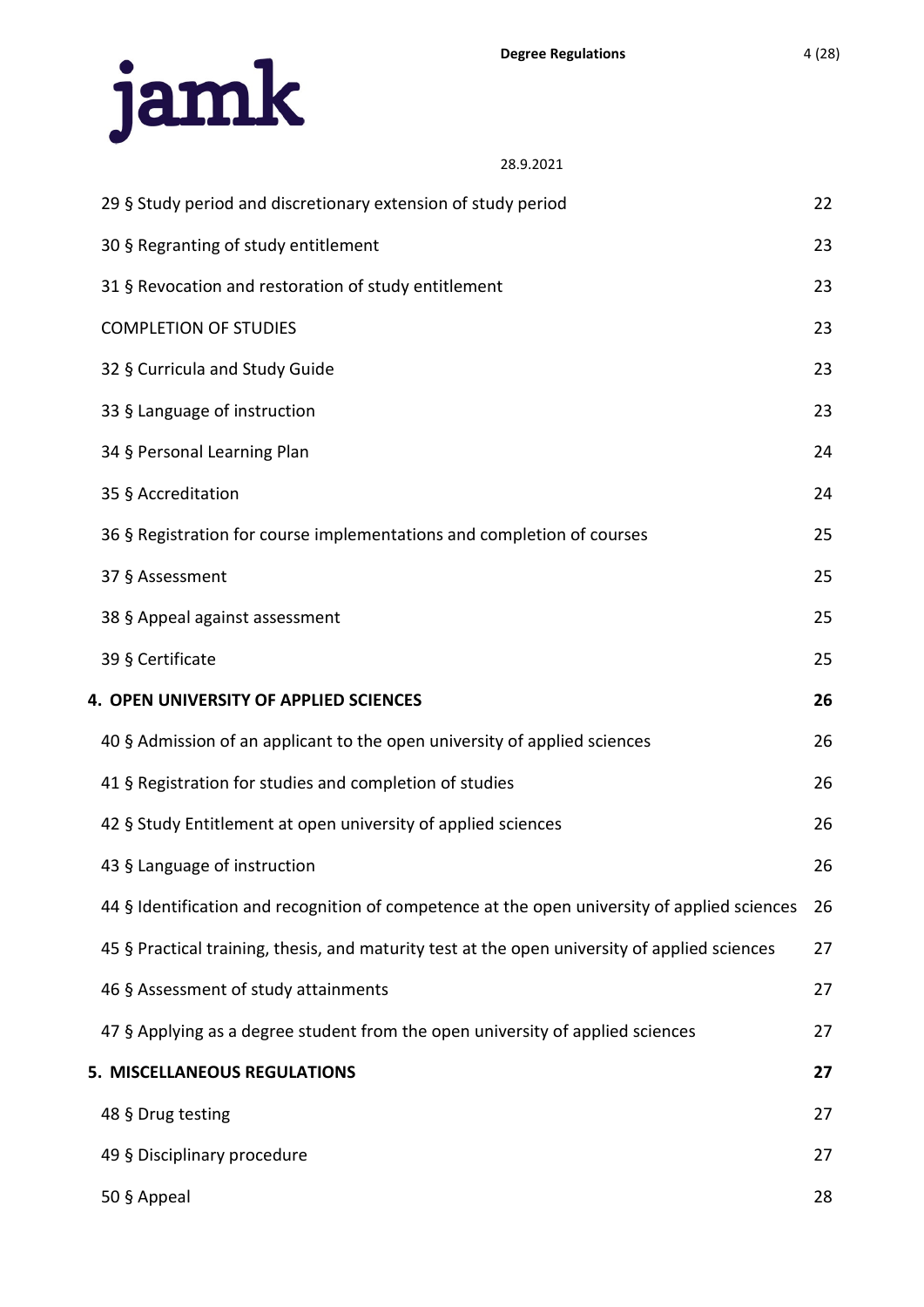| | |
|---|---|
| 29 § Study period and discretionary extension of study period | 22 |
| 30 § Regranting of study entitlement | 23 |
| 31 § Revocation and restoration of study entitlement | 23 |
| COMPLETION OF STUDIES | 23 |
| 32 § Curricula and Study Guide | 23 |
| 33 § Language of instruction | 23 |
| 34 § Personal Learning Plan | 24 |
| 35 § Accreditation | 24 |
| 36 § Registration for course implementations and completion of courses | 25 |
| 37 § Assessment | 25 |
| 38 § Appeal against assessment | 25 |
| 39 § Certificate | 25 |
| **4. OPEN UNIVERSITY OF APPLIED SCIENCES** | **26** |
| 40 § Admission of an applicant to the open university of applied sciences | 26 |
| 41 § Registration for studies and completion of studies | 26 |
| 42 § Study Entitlement at open university of applied sciences | 26 |
| 43 § Language of instruction | 26 |
| 44 § Identification and recognition of competence at the open university of applied sciences | 26 |
| 45 § Practical training, thesis, and maturity test at the open university of applied sciences | 27 |
| 46 § Assessment of study attainments | 27 |
| 47 § Applying as a degree student from the open university of applied sciences | 27 |
| **5. MISCELLANEOUS REGULATIONS** | **27** |
| 48 § Drug testing | 27 |
| 49 § Disciplinary procedure | 27 |
| 50 § Appeal | 28 |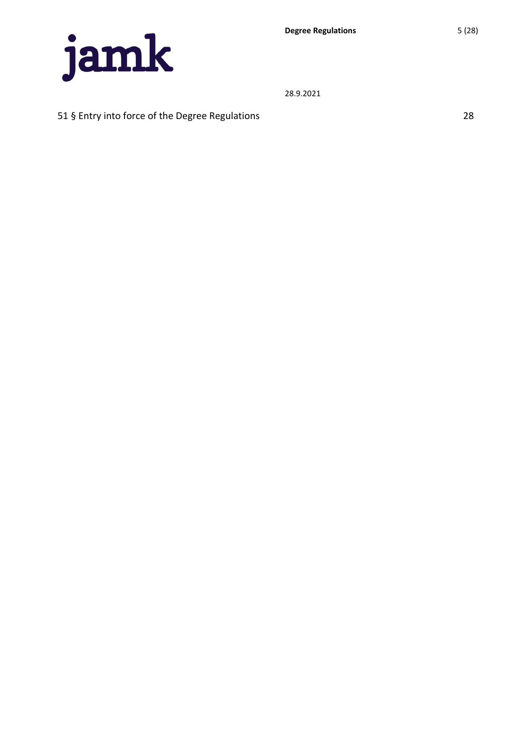51 § Entry into force of the Degree Regulations 28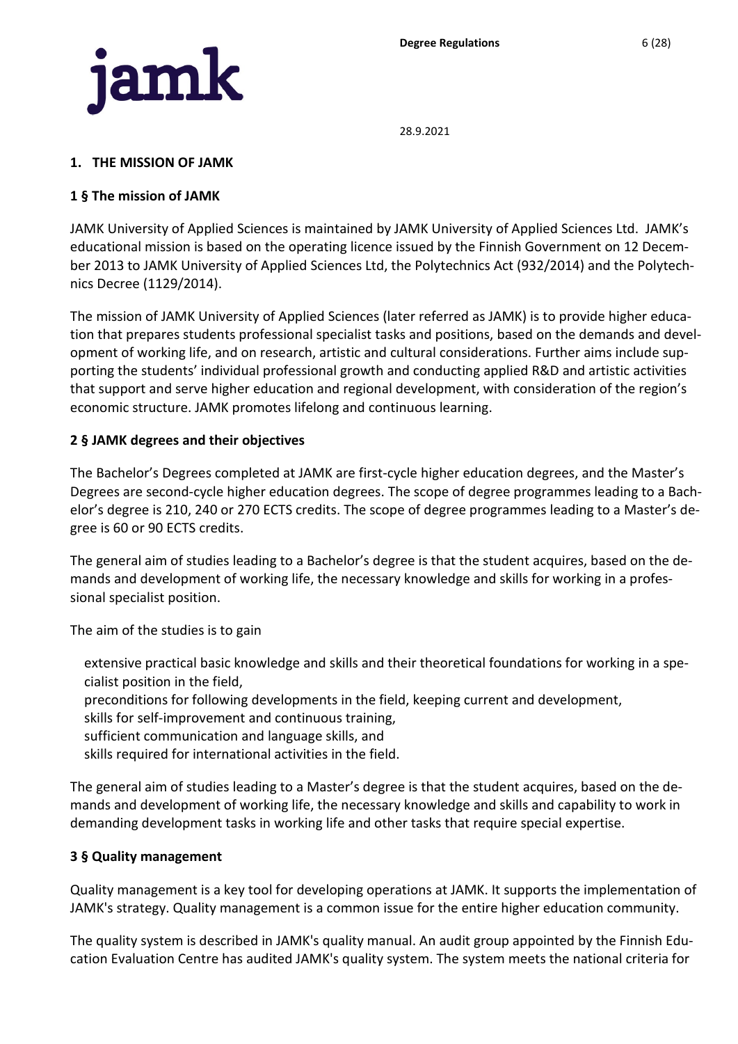## 1. THE MISSION OF JAMK

### 1 § The mission of JAMK

JAMK University of Applied Sciences is maintained by JAMK University of Applied Sciences Ltd. JAMK's educational mission is based on the operating licence issued by the Finnish Government on 12 December 2013 to JAMK University of Applied Sciences Ltd, the Polytechnics Act (932/2014) and the Polytechnics Decree (1129/2014).

The mission of JAMK University of Applied Sciences (later referred as JAMK) is to provide higher education that prepares students professional specialist tasks and positions, based on the demands and development of working life, and on research, artistic and cultural considerations. Further aims include supporting the students' individual professional growth and conducting applied R&D and artistic activities that support and serve higher education and regional development, with consideration of the region's economic structure. JAMK promotes lifelong and continuous learning.

### 2 § JAMK degrees and their objectives

The Bachelor's Degrees completed at JAMK are first-cycle higher education degrees, and the Master's Degrees are second-cycle higher education degrees. The scope of degree programmes leading to a Bachelor's degree is 210, 240 or 270 ECTS credits. The scope of degree programmes leading to a Master's degree is 60 or 90 ECTS credits.

The general aim of studies leading to a Bachelor's degree is that the student acquires, based on the demands and development of working life, the necessary knowledge and skills for working in a professional specialist position.

The aim of the studies is to gain

- extensive practical basic knowledge and skills and their theoretical foundations for working in a specialist position in the field,
- preconditions for following developments in the field, keeping current and development,
- skills for self-improvement and continuous training,
- sufficient communication and language skills, and
- skills required for international activities in the field.

The general aim of studies leading to a Master's degree is that the student acquires, based on the demands and development of working life, the necessary knowledge and skills and capability to work in demanding development tasks in working life and other tasks that require special expertise.

### 3 § Quality management

Quality management is a key tool for developing operations at JAMK. It supports the implementation of JAMK's strategy. Quality management is a common issue for the entire higher education community.

The quality system is described in JAMK's quality manual. An audit group appointed by the Finnish Education Evaluation Centre has audited JAMK's quality system. The system meets the national criteria for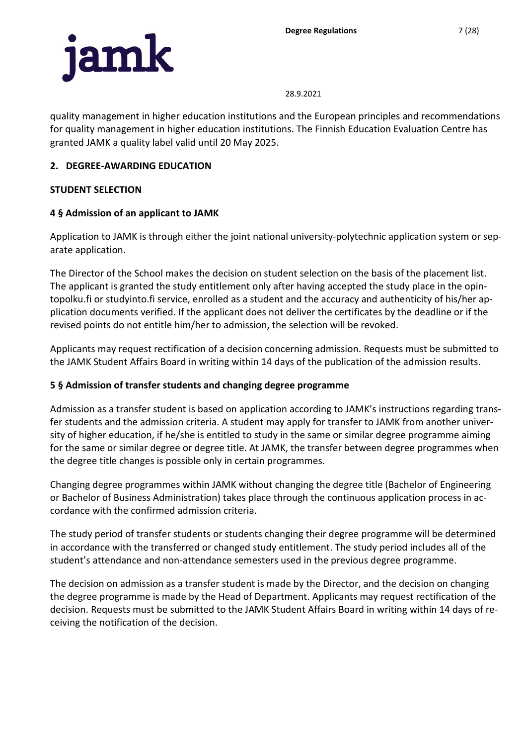quality management in higher education institutions and the European principles and recommendations for quality management in higher education institutions. The Finnish Education Evaluation Centre has granted JAMK a quality label valid until 20 May 2025.

## 2. DEGREE-AWARDING EDUCATION

### STUDENT SELECTION

#### 4 § Admission of an applicant to JAMK

Application to JAMK is through either the joint national university-polytechnic application system or separate application.

The Director of the School makes the decision on student selection on the basis of the placement list. The applicant is granted the study entitlement only after having accepted the study place in the opintopolku.fi or studyinto.fi service, enrolled as a student and the accuracy and authenticity of his/her application documents verified. If the applicant does not deliver the certificates by the deadline or if the revised points do not entitle him/her to admission, the selection will be revoked.

Applicants may request rectification of a decision concerning admission. Requests must be submitted to the JAMK Student Affairs Board in writing within 14 days of the publication of the admission results.

#### 5 § Admission of transfer students and changing degree programme

Admission as a transfer student is based on application according to JAMK's instructions regarding transfer students and the admission criteria. A student may apply for transfer to JAMK from another university of higher education, if he/she is entitled to study in the same or similar degree programme aiming for the same or similar degree or degree title. At JAMK, the transfer between degree programmes when the degree title changes is possible only in certain programmes.

Changing degree programmes within JAMK without changing the degree title (Bachelor of Engineering or Bachelor of Business Administration) takes place through the continuous application process in accordance with the confirmed admission criteria.

The study period of transfer students or students changing their degree programme will be determined in accordance with the transferred or changed study entitlement. The study period includes all of the student's attendance and non-attendance semesters used in the previous degree programme.

The decision on admission as a transfer student is made by the Director, and the decision on changing the degree programme is made by the Head of Department. Applicants may request rectification of the decision. Requests must be submitted to the JAMK Student Affairs Board in writing within 14 days of receiving the notification of the decision.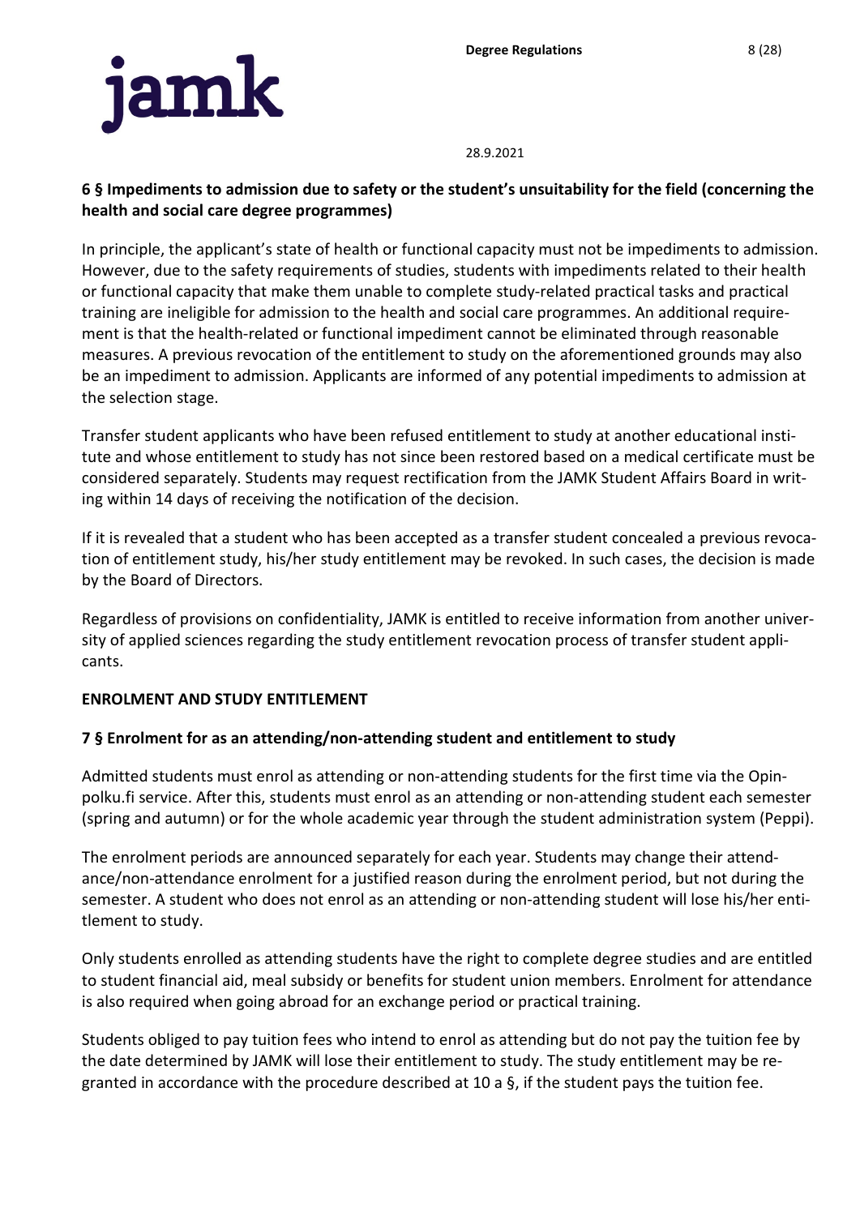## 6 § Impediments to admission due to safety or the student's unsuitability for the field (concerning the health and social care degree programmes)

In principle, the applicant's state of health or functional capacity must not be impediments to admission. However, due to the safety requirements of studies, students with impediments related to their health or functional capacity that make them unable to complete study-related practical tasks and practical training are ineligible for admission to the health and social care programmes. An additional requirement is that the health-related or functional impediment cannot be eliminated through reasonable measures. A previous revocation of the entitlement to study on the aforementioned grounds may also be an impediment to admission. Applicants are informed of any potential impediments to admission at the selection stage.

Transfer student applicants who have been refused entitlement to study at another educational institute and whose entitlement to study has not since been restored based on a medical certificate must be considered separately. Students may request rectification from the JAMK Student Affairs Board in writing within 14 days of receiving the notification of the decision.

If it is revealed that a student who has been accepted as a transfer student concealed a previous revocation of entitlement study, his/her study entitlement may be revoked. In such cases, the decision is made by the Board of Directors.

Regardless of provisions on confidentiality, JAMK is entitled to receive information from another university of applied sciences regarding the study entitlement revocation process of transfer student applicants.

## ENROLMENT AND STUDY ENTITLEMENT

### 7 § Enrolment for as an attending/non-attending student and entitlement to study

Admitted students must enrol as attending or non-attending students for the first time via the Opintopolku.fi service. After this, students must enrol as an attending or non-attending student each semester (spring and autumn) or for the whole academic year through the student administration system (Peppi).

The enrolment periods are announced separately for each year. Students may change their attendance/non-attendance enrolment for a justified reason during the enrolment period, but not during the semester. A student who does not enrol as an attending or non-attending student will lose his/her entitlement to study.

Only students enrolled as attending students have the right to complete degree studies and are entitled to student financial aid, meal subsidy or benefits for student union members. Enrolment for attendance is also required when going abroad for an exchange period or practical training.

Students obliged to pay tuition fees who intend to enrol as attending but do not pay the tuition fee by the date determined by JAMK will lose their entitlement to study. The study entitlement may be re-granted in accordance with the procedure described at 10 a §, if the student pays the tuition fee.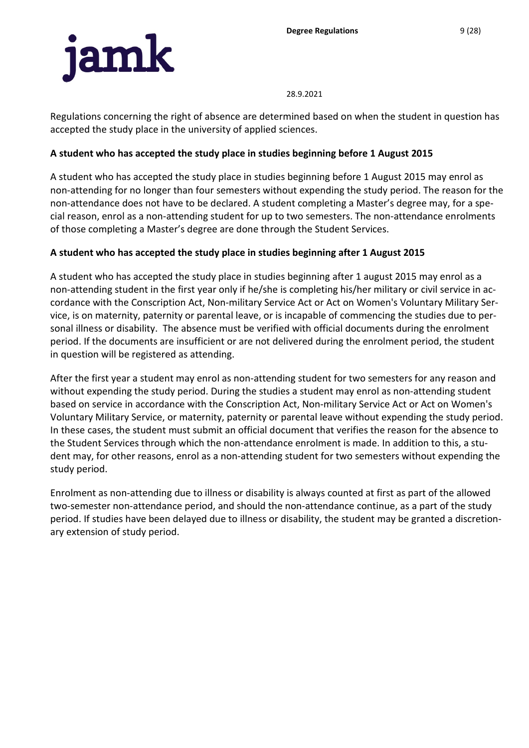Regulations concerning the right of absence are determined based on when the student in question has accepted the study place in the university of applied sciences.

**A student who has accepted the study place in studies beginning before 1 August 2015**

A student who has accepted the study place in studies beginning before 1 August 2015 may enrol as non-attending for no longer than four semesters without expending the study period. The reason for the non-attendance does not have to be declared. A student completing a Master's degree may, for a special reason, enrol as a non-attending student for up to two semesters. The non-attendance enrolments of those completing a Master's degree are done through the Student Services.

**A student who has accepted the study place in studies beginning after 1 August 2015**

A student who has accepted the study place in studies beginning after 1 august 2015 may enrol as a non-attending student in the first year only if he/she is completing his/her military or civil service in accordance with the Conscription Act, Non-military Service Act or Act on Women's Voluntary Military Service, is on maternity, paternity or parental leave, or is incapable of commencing the studies due to personal illness or disability. The absence must be verified with official documents during the enrolment period. If the documents are insufficient or are not delivered during the enrolment period, the student in question will be registered as attending.

After the first year a student may enrol as non-attending student for two semesters for any reason and without expending the study period. During the studies a student may enrol as non-attending student based on service in accordance with the Conscription Act, Non-military Service Act or Act on Women's Voluntary Military Service, or maternity, paternity or parental leave without expending the study period. In these cases, the student must submit an official document that verifies the reason for the absence to the Student Services through which the non-attendance enrolment is made. In addition to this, a student may, for other reasons, enrol as a non-attending student for two semesters without expending the study period.

Enrolment as non-attending due to illness or disability is always counted at first as part of the allowed two-semester non-attendance period, and should the non-attendance continue, as a part of the study period. If studies have been delayed due to illness or disability, the student may be granted a discretionary extension of study period.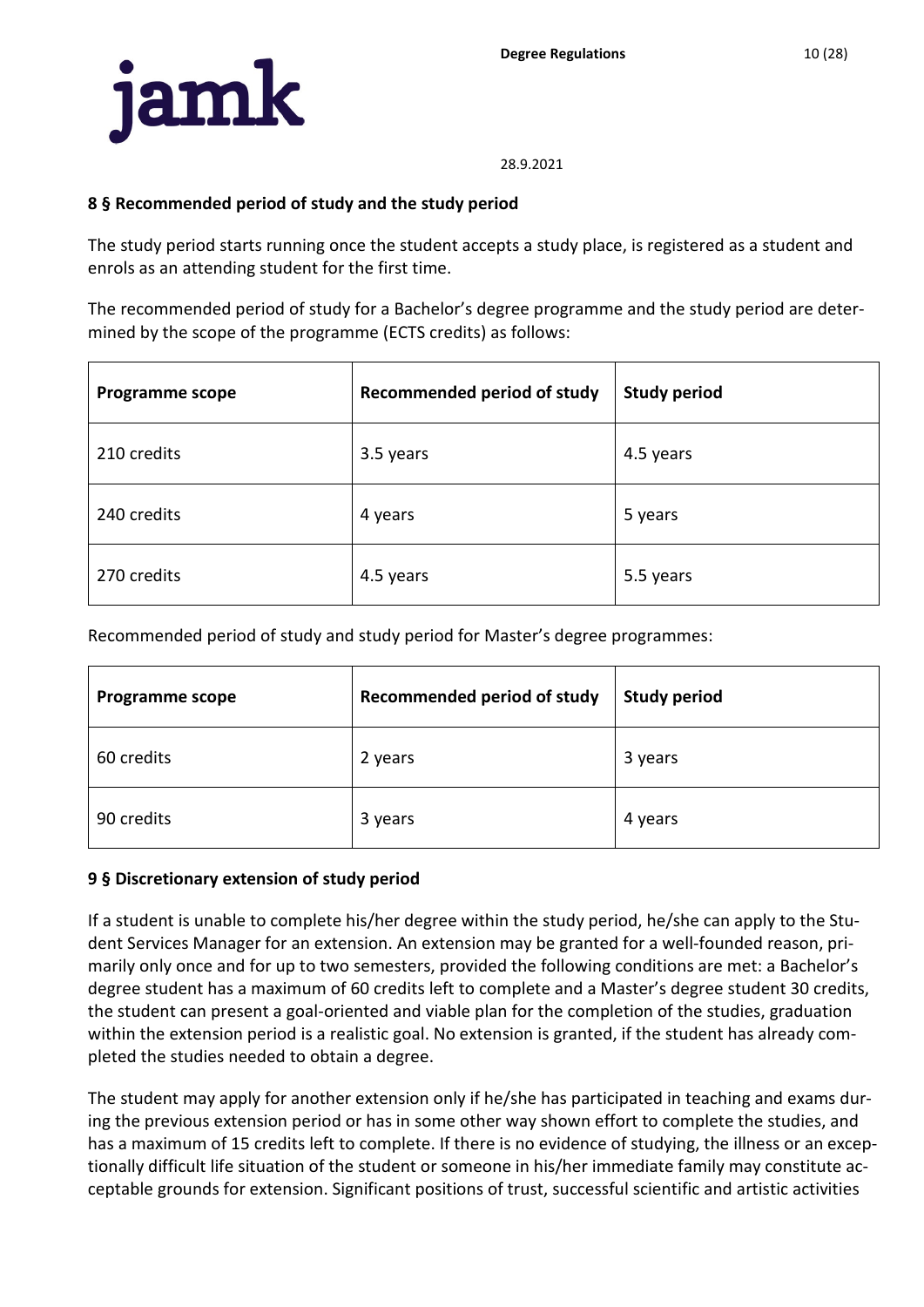## 8 § Recommended period of study and the study period

The study period starts running once the student accepts a study place, is registered as a student and enrols as an attending student for the first time.

The recommended period of study for a Bachelor's degree programme and the study period are determined by the scope of the programme (ECTS credits) as follows:

| Programme scope | Recommended period of study | Study period |
|---|---|---|
| 210 credits | 3.5 years | 4.5 years |
| 240 credits | 4 years | 5 years |
| 270 credits | 4.5 years | 5.5 years |

Recommended period of study and study period for Master's degree programmes:

| Programme scope | Recommended period of study | Study period |
|---|---|---|
| 60 credits | 2 years | 3 years |
| 90 credits | 3 years | 4 years |

## 9 § Discretionary extension of study period

If a student is unable to complete his/her degree within the study period, he/she can apply to the Student Services Manager for an extension. An extension may be granted for a well-founded reason, primarily only once and for up to two semesters, provided the following conditions are met: a Bachelor's degree student has a maximum of 60 credits left to complete and a Master's degree student 30 credits, the student can present a goal-oriented and viable plan for the completion of the studies, graduation within the extension period is a realistic goal. No extension is granted, if the student has already completed the studies needed to obtain a degree.

The student may apply for another extension only if he/she has participated in teaching and exams during the previous extension period or has in some other way shown effort to complete the studies, and has a maximum of 15 credits left to complete. If there is no evidence of studying, the illness or an exceptionally difficult life situation of the student or someone in his/her immediate family may constitute acceptable grounds for extension. Significant positions of trust, successful scientific and artistic activities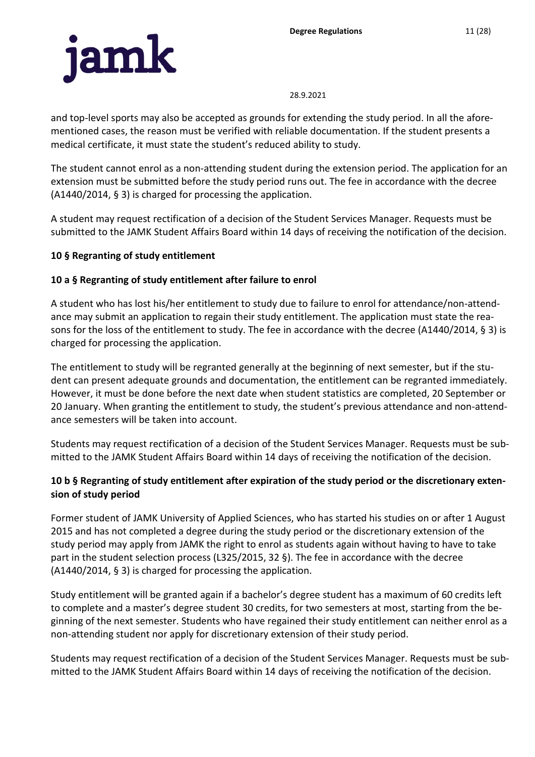and top-level sports may also be accepted as grounds for extending the study period. In all the aforementioned cases, the reason must be verified with reliable documentation. If the student presents a medical certificate, it must state the student's reduced ability to study.

The student cannot enrol as a non-attending student during the extension period. The application for an extension must be submitted before the study period runs out. The fee in accordance with the decree (A1440/2014, § 3) is charged for processing the application.

A student may request rectification of a decision of the Student Services Manager. Requests must be submitted to the JAMK Student Affairs Board within 14 days of receiving the notification of the decision.

## 10 § Regranting of study entitlement

### 10 a § Regranting of study entitlement after failure to enrol

A student who has lost his/her entitlement to study due to failure to enrol for attendance/non-attendance may submit an application to regain their study entitlement. The application must state the reasons for the loss of the entitlement to study. The fee in accordance with the decree (A1440/2014, § 3) is charged for processing the application.

The entitlement to study will be regranted generally at the beginning of next semester, but if the student can present adequate grounds and documentation, the entitlement can be regranted immediately. However, it must be done before the next date when student statistics are completed, 20 September or 20 January. When granting the entitlement to study, the student's previous attendance and non-attendance semesters will be taken into account.

Students may request rectification of a decision of the Student Services Manager. Requests must be submitted to the JAMK Student Affairs Board within 14 days of receiving the notification of the decision.

### 10 b § Regranting of study entitlement after expiration of the study period or the discretionary extension of study period

Former student of JAMK University of Applied Sciences, who has started his studies on or after 1 August 2015 and has not completed a degree during the study period or the discretionary extension of the study period may apply from JAMK the right to enrol as students again without having to have to take part in the student selection process (L325/2015, 32 §). The fee in accordance with the decree (A1440/2014, § 3) is charged for processing the application.

Study entitlement will be granted again if a bachelor's degree student has a maximum of 60 credits left to complete and a master's degree student 30 credits, for two semesters at most, starting from the beginning of the next semester. Students who have regained their study entitlement can neither enrol as a non-attending student nor apply for discretionary extension of their study period.

Students may request rectification of a decision of the Student Services Manager. Requests must be submitted to the JAMK Student Affairs Board within 14 days of receiving the notification of the decision.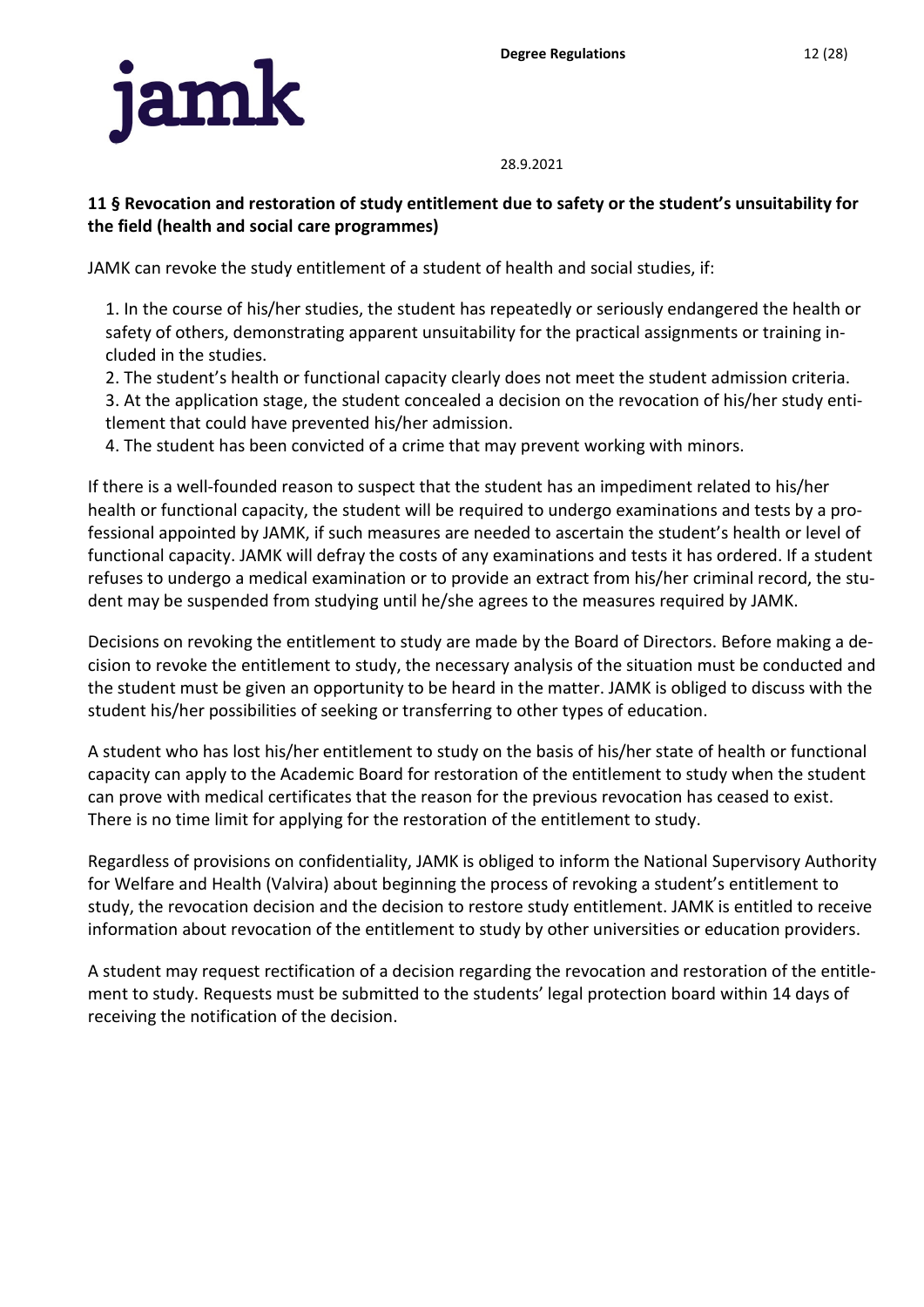## 11 § Revocation and restoration of study entitlement due to safety or the student's unsuitability for the field (health and social care programmes)

JAMK can revoke the study entitlement of a student of health and social studies, if:

1. In the course of his/her studies, the student has repeatedly or seriously endangered the health or safety of others, demonstrating apparent unsuitability for the practical assignments or training included in the studies.
2. The student's health or functional capacity clearly does not meet the student admission criteria.
3. At the application stage, the student concealed a decision on the revocation of his/her study entitlement that could have prevented his/her admission.
4. The student has been convicted of a crime that may prevent working with minors.

If there is a well-founded reason to suspect that the student has an impediment related to his/her health or functional capacity, the student will be required to undergo examinations and tests by a professional appointed by JAMK, if such measures are needed to ascertain the student's health or level of functional capacity. JAMK will defray the costs of any examinations and tests it has ordered. If a student refuses to undergo a medical examination or to provide an extract from his/her criminal record, the student may be suspended from studying until he/she agrees to the measures required by JAMK.

Decisions on revoking the entitlement to study are made by the Board of Directors. Before making a decision to revoke the entitlement to study, the necessary analysis of the situation must be conducted and the student must be given an opportunity to be heard in the matter. JAMK is obliged to discuss with the student his/her possibilities of seeking or transferring to other types of education.

A student who has lost his/her entitlement to study on the basis of his/her state of health or functional capacity can apply to the Academic Board for restoration of the entitlement to study when the student can prove with medical certificates that the reason for the previous revocation has ceased to exist. There is no time limit for applying for the restoration of the entitlement to study.

Regardless of provisions on confidentiality, JAMK is obliged to inform the National Supervisory Authority for Welfare and Health (Valvira) about beginning the process of revoking a student's entitlement to study, the revocation decision and the decision to restore study entitlement. JAMK is entitled to receive information about revocation of the entitlement to study by other universities or education providers.

A student may request rectification of a decision regarding the revocation and restoration of the entitlement to study. Requests must be submitted to the students' legal protection board within 14 days of receiving the notification of the decision.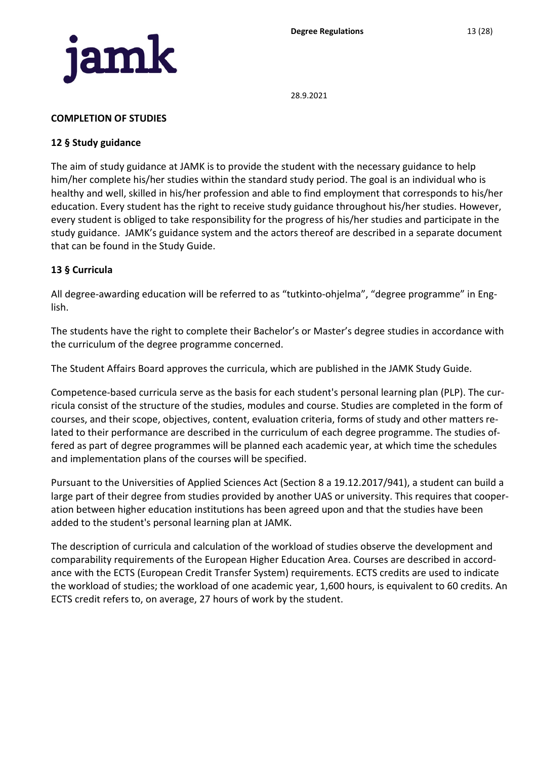## COMPLETION OF STUDIES

### 12 § Study guidance

The aim of study guidance at JAMK is to provide the student with the necessary guidance to help him/her complete his/her studies within the standard study period. The goal is an individual who is healthy and well, skilled in his/her profession and able to find employment that corresponds to his/her education. Every student has the right to receive study guidance throughout his/her studies. However, every student is obliged to take responsibility for the progress of his/her studies and participate in the study guidance. JAMK's guidance system and the actors thereof are described in a separate document that can be found in the Study Guide.

### 13 § Curricula

All degree-awarding education will be referred to as "tutkinto-ohjelma", "degree programme" in English.

The students have the right to complete their Bachelor's or Master's degree studies in accordance with the curriculum of the degree programme concerned.

The Student Affairs Board approves the curricula, which are published in the JAMK Study Guide.

Competence-based curricula serve as the basis for each student's personal learning plan (PLP). The curricula consist of the structure of the studies, modules and course. Studies are completed in the form of courses, and their scope, objectives, content, evaluation criteria, forms of study and other matters related to their performance are described in the curriculum of each degree programme. The studies offered as part of degree programmes will be planned each academic year, at which time the schedules and implementation plans of the courses will be specified.

Pursuant to the Universities of Applied Sciences Act (Section 8 a 19.12.2017/941), a student can build a large part of their degree from studies provided by another UAS or university. This requires that cooperation between higher education institutions has been agreed upon and that the studies have been added to the student's personal learning plan at JAMK.

The description of curricula and calculation of the workload of studies observe the development and comparability requirements of the European Higher Education Area. Courses are described in accordance with the ECTS (European Credit Transfer System) requirements. ECTS credits are used to indicate the workload of studies; the workload of one academic year, 1,600 hours, is equivalent to 60 credits. An ECTS credit refers to, on average, 27 hours of work by the student.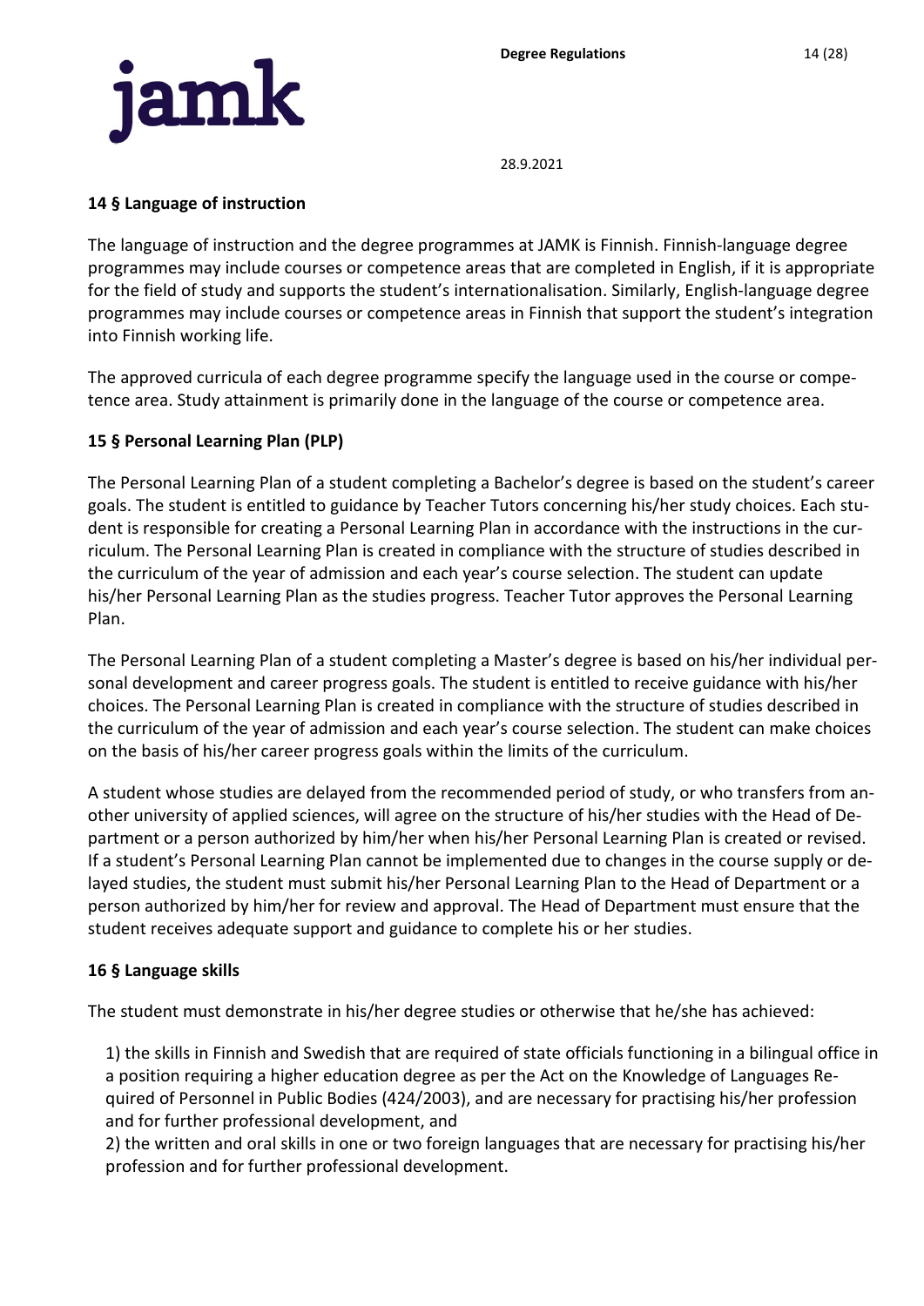**14 § Language of instruction**

The language of instruction and the degree programmes at JAMK is Finnish. Finnish-language degree programmes may include courses or competence areas that are completed in English, if it is appropriate for the field of study and supports the student's internationalisation. Similarly, English-language degree programmes may include courses or competence areas in Finnish that support the student's integration into Finnish working life.

The approved curricula of each degree programme specify the language used in the course or competence area. Study attainment is primarily done in the language of the course or competence area.

**15 § Personal Learning Plan (PLP)**

The Personal Learning Plan of a student completing a Bachelor's degree is based on the student's career goals. The student is entitled to guidance by Teacher Tutors concerning his/her study choices. Each student is responsible for creating a Personal Learning Plan in accordance with the instructions in the curriculum. The Personal Learning Plan is created in compliance with the structure of studies described in the curriculum of the year of admission and each year's course selection. The student can update his/her Personal Learning Plan as the studies progress. Teacher Tutor approves the Personal Learning Plan.

The Personal Learning Plan of a student completing a Master's degree is based on his/her individual personal development and career progress goals. The student is entitled to receive guidance with his/her choices. The Personal Learning Plan is created in compliance with the structure of studies described in the curriculum of the year of admission and each year's course selection. The student can make choices on the basis of his/her career progress goals within the limits of the curriculum.

A student whose studies are delayed from the recommended period of study, or who transfers from another university of applied sciences, will agree on the structure of his/her studies with the Head of Department or a person authorized by him/her when his/her Personal Learning Plan is created or revised. If a student's Personal Learning Plan cannot be implemented due to changes in the course supply or delayed studies, the student must submit his/her Personal Learning Plan to the Head of Department or a person authorized by him/her for review and approval. The Head of Department must ensure that the student receives adequate support and guidance to complete his or her studies.

**16 § Language skills**

The student must demonstrate in his/her degree studies or otherwise that he/she has achieved:

1) the skills in Finnish and Swedish that are required of state officials functioning in a bilingual office in a position requiring a higher education degree as per the Act on the Knowledge of Languages Required of Personnel in Public Bodies (424/2003), and are necessary for practising his/her profession and for further professional development, and
2) the written and oral skills in one or two foreign languages that are necessary for practising his/her profession and for further professional development.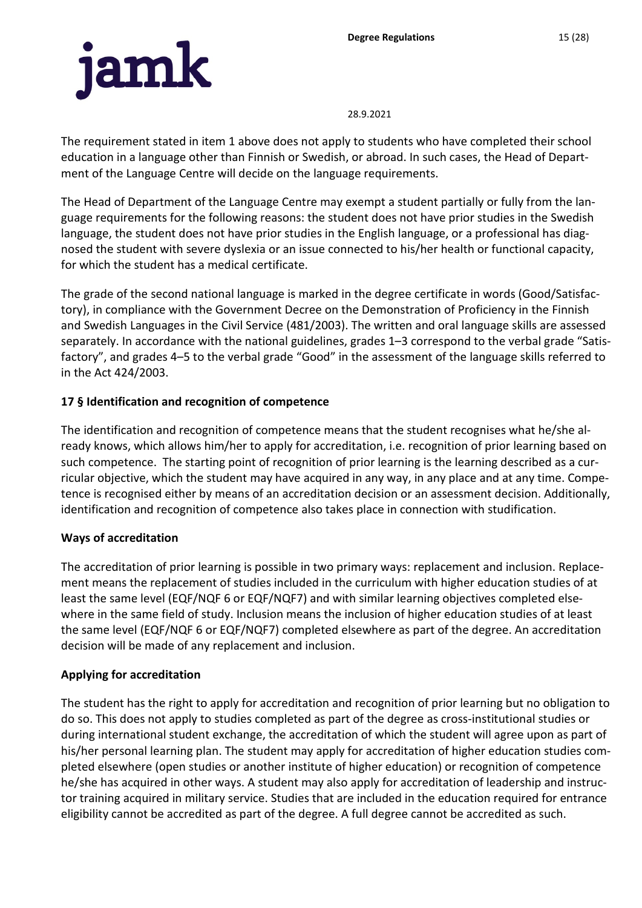The requirement stated in item 1 above does not apply to students who have completed their school education in a language other than Finnish or Swedish, or abroad. In such cases, the Head of Department of the Language Centre will decide on the language requirements.

The Head of Department of the Language Centre may exempt a student partially or fully from the language requirements for the following reasons: the student does not have prior studies in the Swedish language, the student does not have prior studies in the English language, or a professional has diagnosed the student with severe dyslexia or an issue connected to his/her health or functional capacity, for which the student has a medical certificate.

The grade of the second national language is marked in the degree certificate in words (Good/Satisfactory), in compliance with the Government Decree on the Demonstration of Proficiency in the Finnish and Swedish Languages in the Civil Service (481/2003). The written and oral language skills are assessed separately. In accordance with the national guidelines, grades 1–3 correspond to the verbal grade "Satisfactory", and grades 4–5 to the verbal grade "Good" in the assessment of the language skills referred to in the Act 424/2003.

## 17 § Identification and recognition of competence

The identification and recognition of competence means that the student recognises what he/she already knows, which allows him/her to apply for accreditation, i.e. recognition of prior learning based on such competence. The starting point of recognition of prior learning is the learning described as a curricular objective, which the student may have acquired in any way, in any place and at any time. Competence is recognised either by means of an accreditation decision or an assessment decision. Additionally, identification and recognition of competence also takes place in connection with studification.

### Ways of accreditation

The accreditation of prior learning is possible in two primary ways: replacement and inclusion. Replacement means the replacement of studies included in the curriculum with higher education studies of at least the same level (EQF/NQF 6 or EQF/NQF7) and with similar learning objectives completed elsewhere in the same field of study. Inclusion means the inclusion of higher education studies of at least the same level (EQF/NQF 6 or EQF/NQF7) completed elsewhere as part of the degree. An accreditation decision will be made of any replacement and inclusion.

### Applying for accreditation

The student has the right to apply for accreditation and recognition of prior learning but no obligation to do so. This does not apply to studies completed as part of the degree as cross-institutional studies or during international student exchange, the accreditation of which the student will agree upon as part of his/her personal learning plan. The student may apply for accreditation of higher education studies completed elsewhere (open studies or another institute of higher education) or recognition of competence he/she has acquired in other ways. A student may also apply for accreditation of leadership and instructor training acquired in military service. Studies that are included in the education required for entrance eligibility cannot be accredited as part of the degree. A full degree cannot be accredited as such.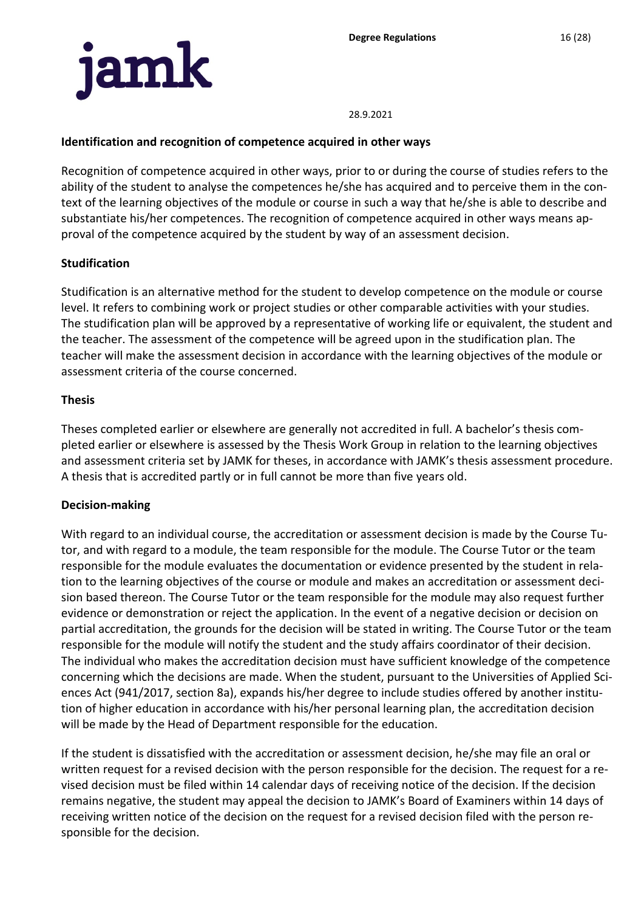### Identification and recognition of competence acquired in other ways

Recognition of competence acquired in other ways, prior to or during the course of studies refers to the ability of the student to analyse the competences he/she has acquired and to perceive them in the context of the learning objectives of the module or course in such a way that he/she is able to describe and substantiate his/her competences. The recognition of competence acquired in other ways means approval of the competence acquired by the student by way of an assessment decision.

### Studification

Studification is an alternative method for the student to develop competence on the module or course level. It refers to combining work or project studies or other comparable activities with your studies. The studification plan will be approved by a representative of working life or equivalent, the student and the teacher. The assessment of the competence will be agreed upon in the studification plan. The teacher will make the assessment decision in accordance with the learning objectives of the module or assessment criteria of the course concerned.

### Thesis

Theses completed earlier or elsewhere are generally not accredited in full. A bachelor's thesis completed earlier or elsewhere is assessed by the Thesis Work Group in relation to the learning objectives and assessment criteria set by JAMK for theses, in accordance with JAMK's thesis assessment procedure. A thesis that is accredited partly or in full cannot be more than five years old.

### Decision-making

With regard to an individual course, the accreditation or assessment decision is made by the Course Tutor, and with regard to a module, the team responsible for the module. The Course Tutor or the team responsible for the module evaluates the documentation or evidence presented by the student in relation to the learning objectives of the course or module and makes an accreditation or assessment decision based thereon. The Course Tutor or the team responsible for the module may also request further evidence or demonstration or reject the application. In the event of a negative decision or decision on partial accreditation, the grounds for the decision will be stated in writing. The Course Tutor or the team responsible for the module will notify the student and the study affairs coordinator of their decision. The individual who makes the accreditation decision must have sufficient knowledge of the competence concerning which the decisions are made. When the student, pursuant to the Universities of Applied Sciences Act (941/2017, section 8a), expands his/her degree to include studies offered by another institution of higher education in accordance with his/her personal learning plan, the accreditation decision will be made by the Head of Department responsible for the education.

If the student is dissatisfied with the accreditation or assessment decision, he/she may file an oral or written request for a revised decision with the person responsible for the decision. The request for a revised decision must be filed within 14 calendar days of receiving notice of the decision. If the decision remains negative, the student may appeal the decision to JAMK's Board of Examiners within 14 days of receiving written notice of the decision on the request for a revised decision filed with the person responsible for the decision.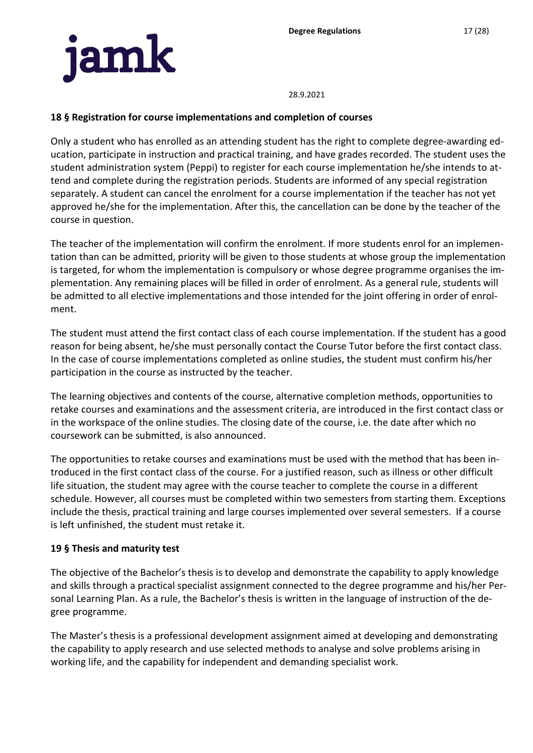## 18 § Registration for course implementations and completion of courses

Only a student who has enrolled as an attending student has the right to complete degree-awarding education, participate in instruction and practical training, and have grades recorded. The student uses the student administration system (Peppi) to register for each course implementation he/she intends to attend and complete during the registration periods. Students are informed of any special registration separately. A student can cancel the enrolment for a course implementation if the teacher has not yet approved he/she for the implementation. After this, the cancellation can be done by the teacher of the course in question.

The teacher of the implementation will confirm the enrolment. If more students enrol for an implementation than can be admitted, priority will be given to those students at whose group the implementation is targeted, for whom the implementation is compulsory or whose degree programme organises the implementation. Any remaining places will be filled in order of enrolment. As a general rule, students will be admitted to all elective implementations and those intended for the joint offering in order of enrolment.

The student must attend the first contact class of each course implementation. If the student has a good reason for being absent, he/she must personally contact the Course Tutor before the first contact class. In the case of course implementations completed as online studies, the student must confirm his/her participation in the course as instructed by the teacher.

The learning objectives and contents of the course, alternative completion methods, opportunities to retake courses and examinations and the assessment criteria, are introduced in the first contact class or in the workspace of the online studies. The closing date of the course, i.e. the date after which no coursework can be submitted, is also announced.

The opportunities to retake courses and examinations must be used with the method that has been introduced in the first contact class of the course. For a justified reason, such as illness or other difficult life situation, the student may agree with the course teacher to complete the course in a different schedule. However, all courses must be completed within two semesters from starting them. Exceptions include the thesis, practical training and large courses implemented over several semesters. If a course is left unfinished, the student must retake it.

## 19 § Thesis and maturity test

The objective of the Bachelor's thesis is to develop and demonstrate the capability to apply knowledge and skills through a practical specialist assignment connected to the degree programme and his/her Personal Learning Plan. As a rule, the Bachelor's thesis is written in the language of instruction of the degree programme.

The Master's thesis is a professional development assignment aimed at developing and demonstrating the capability to apply research and use selected methods to analyse and solve problems arising in working life, and the capability for independent and demanding specialist work.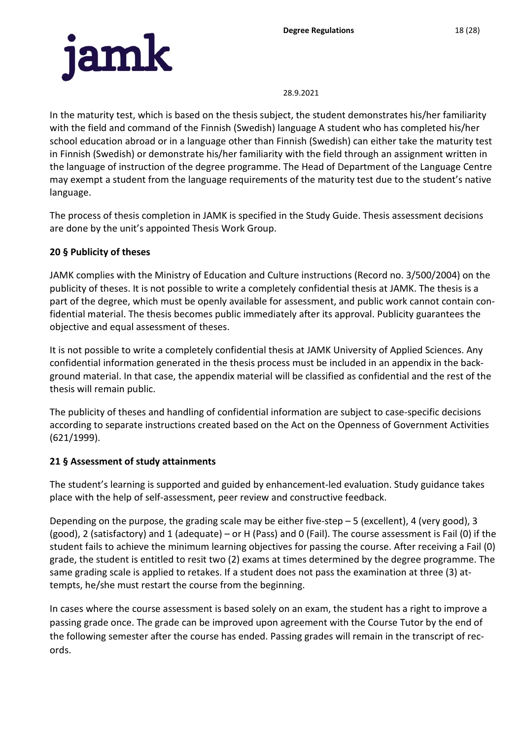In the maturity test, which is based on the thesis subject, the student demonstrates his/her familiarity with the field and command of the Finnish (Swedish) language A student who has completed his/her school education abroad or in a language other than Finnish (Swedish) can either take the maturity test in Finnish (Swedish) or demonstrate his/her familiarity with the field through an assignment written in the language of instruction of the degree programme. The Head of Department of the Language Centre may exempt a student from the language requirements of the maturity test due to the student's native language.

The process of thesis completion in JAMK is specified in the Study Guide. Thesis assessment decisions are done by the unit's appointed Thesis Work Group.

**20 § Publicity of theses**

JAMK complies with the Ministry of Education and Culture instructions (Record no. 3/500/2004) on the publicity of theses. It is not possible to write a completely confidential thesis at JAMK. The thesis is a part of the degree, which must be openly available for assessment, and public work cannot contain confidential material. The thesis becomes public immediately after its approval. Publicity guarantees the objective and equal assessment of theses.

It is not possible to write a completely confidential thesis at JAMK University of Applied Sciences. Any confidential information generated in the thesis process must be included in an appendix in the background material. In that case, the appendix material will be classified as confidential and the rest of the thesis will remain public.

The publicity of theses and handling of confidential information are subject to case-specific decisions according to separate instructions created based on the Act on the Openness of Government Activities (621/1999).

**21 § Assessment of study attainments**

The student's learning is supported and guided by enhancement-led evaluation. Study guidance takes place with the help of self-assessment, peer review and constructive feedback.

Depending on the purpose, the grading scale may be either five-step – 5 (excellent), 4 (very good), 3 (good), 2 (satisfactory) and 1 (adequate) – or H (Pass) and 0 (Fail). The course assessment is Fail (0) if the student fails to achieve the minimum learning objectives for passing the course. After receiving a Fail (0) grade, the student is entitled to resit two (2) exams at times determined by the degree programme. The same grading scale is applied to retakes. If a student does not pass the examination at three (3) attempts, he/she must restart the course from the beginning.

In cases where the course assessment is based solely on an exam, the student has a right to improve a passing grade once. The grade can be improved upon agreement with the Course Tutor by the end of the following semester after the course has ended. Passing grades will remain in the transcript of records.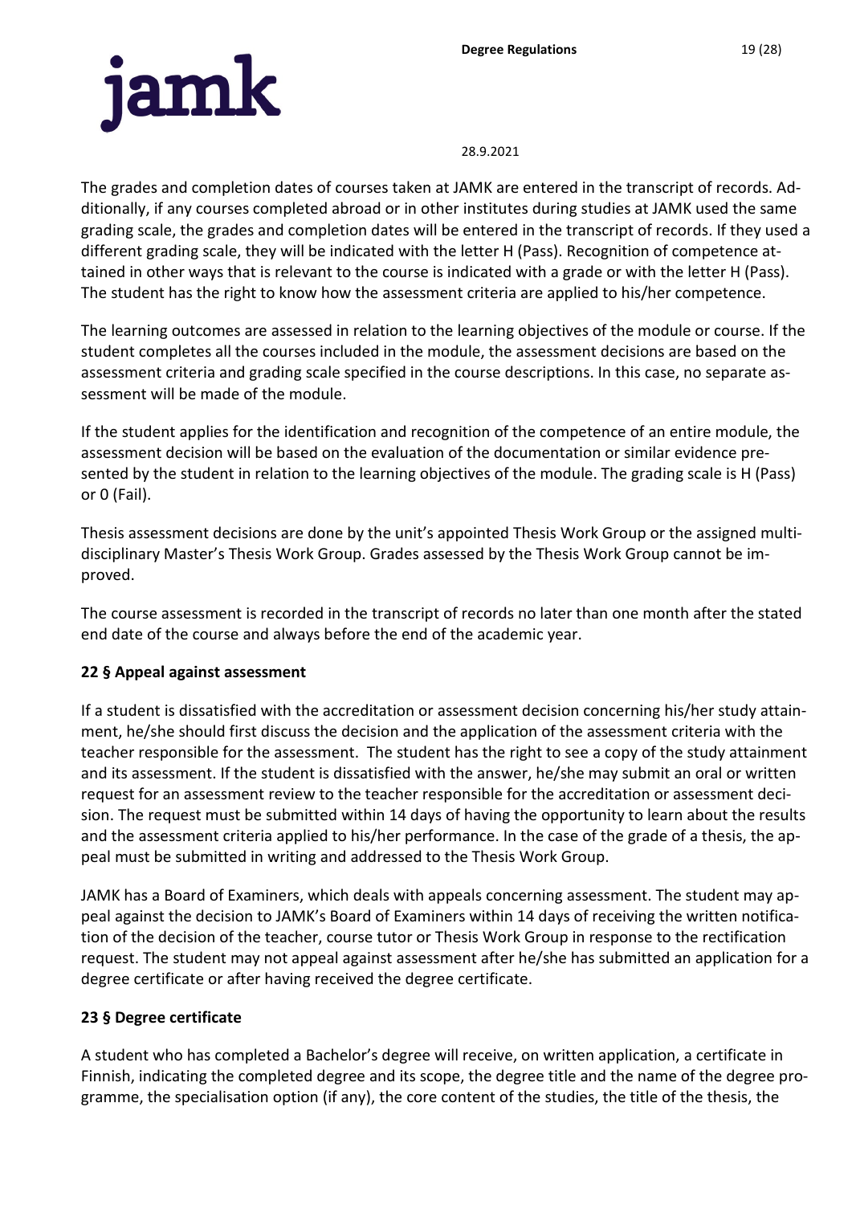The grades and completion dates of courses taken at JAMK are entered in the transcript of records. Additionally, if any courses completed abroad or in other institutes during studies at JAMK used the same grading scale, the grades and completion dates will be entered in the transcript of records. If they used a different grading scale, they will be indicated with the letter H (Pass). Recognition of competence attained in other ways that is relevant to the course is indicated with a grade or with the letter H (Pass). The student has the right to know how the assessment criteria are applied to his/her competence.

The learning outcomes are assessed in relation to the learning objectives of the module or course. If the student completes all the courses included in the module, the assessment decisions are based on the assessment criteria and grading scale specified in the course descriptions. In this case, no separate assessment will be made of the module.

If the student applies for the identification and recognition of the competence of an entire module, the assessment decision will be based on the evaluation of the documentation or similar evidence presented by the student in relation to the learning objectives of the module. The grading scale is H (Pass) or 0 (Fail).

Thesis assessment decisions are done by the unit's appointed Thesis Work Group or the assigned multidisciplinary Master's Thesis Work Group. Grades assessed by the Thesis Work Group cannot be improved.

The course assessment is recorded in the transcript of records no later than one month after the stated end date of the course and always before the end of the academic year.

## 22 § Appeal against assessment

If a student is dissatisfied with the accreditation or assessment decision concerning his/her study attainment, he/she should first discuss the decision and the application of the assessment criteria with the teacher responsible for the assessment. The student has the right to see a copy of the study attainment and its assessment. If the student is dissatisfied with the answer, he/she may submit an oral or written request for an assessment review to the teacher responsible for the accreditation or assessment decision. The request must be submitted within 14 days of having the opportunity to learn about the results and the assessment criteria applied to his/her performance. In the case of the grade of a thesis, the appeal must be submitted in writing and addressed to the Thesis Work Group.

JAMK has a Board of Examiners, which deals with appeals concerning assessment. The student may appeal against the decision to JAMK's Board of Examiners within 14 days of receiving the written notification of the decision of the teacher, course tutor or Thesis Work Group in response to the rectification request. The student may not appeal against assessment after he/she has submitted an application for a degree certificate or after having received the degree certificate.

## 23 § Degree certificate

A student who has completed a Bachelor's degree will receive, on written application, a certificate in Finnish, indicating the completed degree and its scope, the degree title and the name of the degree programme, the specialisation option (if any), the core content of the studies, the title of the thesis, the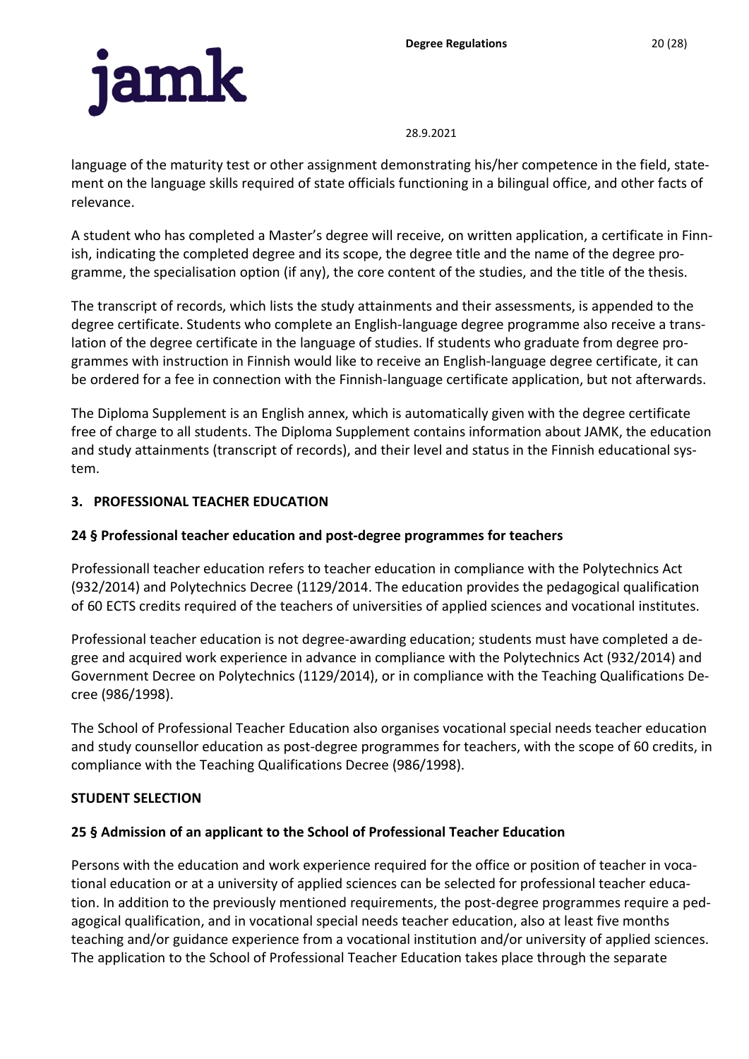language of the maturity test or other assignment demonstrating his/her competence in the field, statement on the language skills required of state officials functioning in a bilingual office, and other facts of relevance.

A student who has completed a Master's degree will receive, on written application, a certificate in Finnish, indicating the completed degree and its scope, the degree title and the name of the degree programme, the specialisation option (if any), the core content of the studies, and the title of the thesis.

The transcript of records, which lists the study attainments and their assessments, is appended to the degree certificate. Students who complete an English-language degree programme also receive a translation of the degree certificate in the language of studies. If students who graduate from degree programmes with instruction in Finnish would like to receive an English-language degree certificate, it can be ordered for a fee in connection with the Finnish-language certificate application, but not afterwards.

The Diploma Supplement is an English annex, which is automatically given with the degree certificate free of charge to all students. The Diploma Supplement contains information about JAMK, the education and study attainments (transcript of records), and their level and status in the Finnish educational system.

## 3. PROFESSIONAL TEACHER EDUCATION

### 24 § Professional teacher education and post-degree programmes for teachers

Professionall teacher education refers to teacher education in compliance with the Polytechnics Act (932/2014) and Polytechnics Decree (1129/2014). The education provides the pedagogical qualification of 60 ECTS credits required of the teachers of universities of applied sciences and vocational institutes.

Professional teacher education is not degree-awarding education; students must have completed a degree and acquired work experience in advance in compliance with the Polytechnics Act (932/2014) and Government Decree on Polytechnics (1129/2014), or in compliance with the Teaching Qualifications Decree (986/1998).

The School of Professional Teacher Education also organises vocational special needs teacher education and study counsellor education as post-degree programmes for teachers, with the scope of 60 credits, in compliance with the Teaching Qualifications Decree (986/1998).

### STUDENT SELECTION

### 25 § Admission of an applicant to the School of Professional Teacher Education

Persons with the education and work experience required for the office or position of teacher in vocational education or at a university of applied sciences can be selected for professional teacher education. In addition to the previously mentioned requirements, the post-degree programmes require a pedagogical qualification, and in vocational special needs teacher education, also at least five months teaching and/or guidance experience from a vocational institution and/or university of applied sciences. The application to the School of Professional Teacher Education takes place through the separate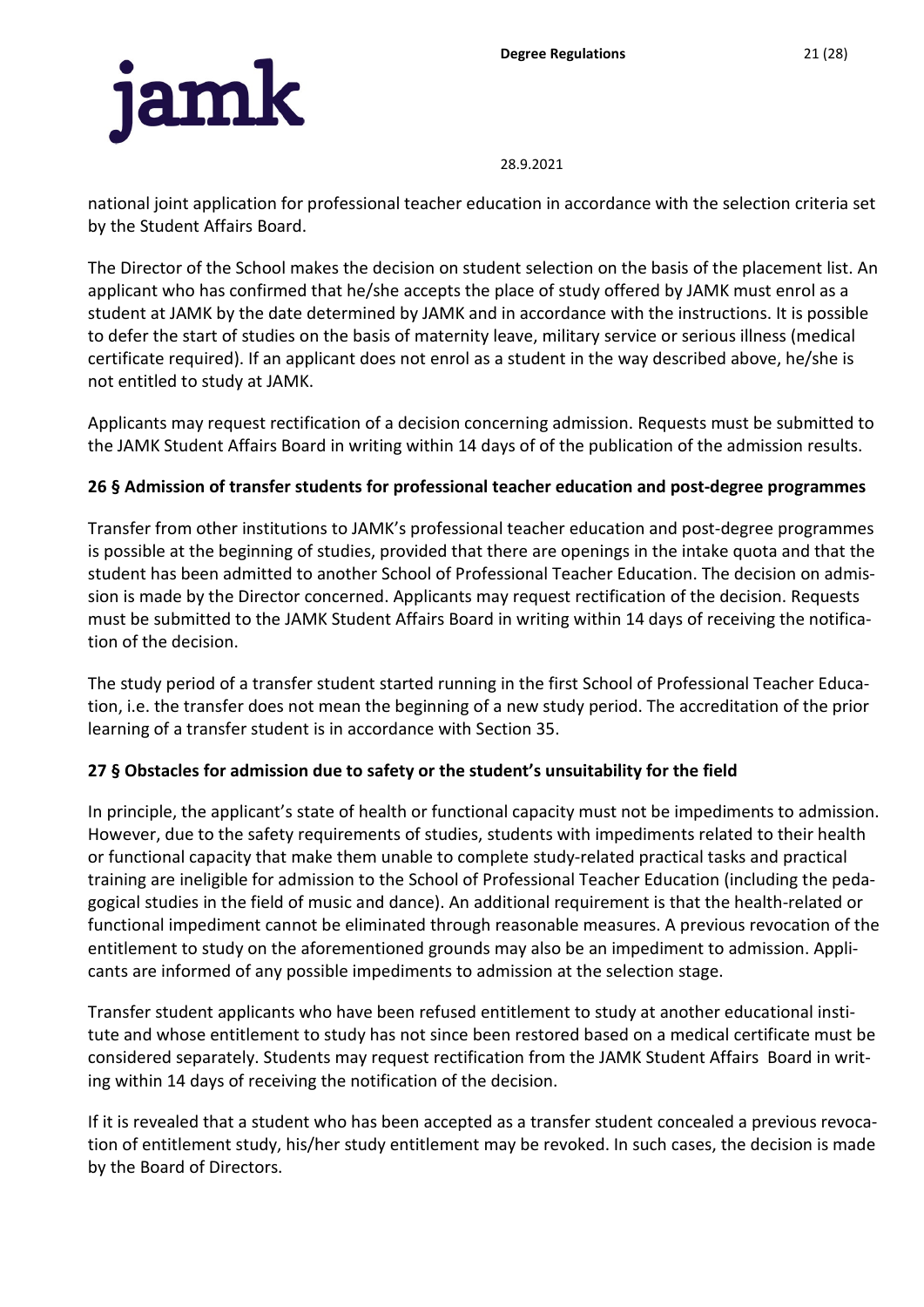national joint application for professional teacher education in accordance with the selection criteria set by the Student Affairs Board.

The Director of the School makes the decision on student selection on the basis of the placement list. An applicant who has confirmed that he/she accepts the place of study offered by JAMK must enrol as a student at JAMK by the date determined by JAMK and in accordance with the instructions. It is possible to defer the start of studies on the basis of maternity leave, military service or serious illness (medical certificate required). If an applicant does not enrol as a student in the way described above, he/she is not entitled to study at JAMK.

Applicants may request rectification of a decision concerning admission. Requests must be submitted to the JAMK Student Affairs Board in writing within 14 days of of the publication of the admission results.

**26 § Admission of transfer students for professional teacher education and post-degree programmes**

Transfer from other institutions to JAMK's professional teacher education and post-degree programmes is possible at the beginning of studies, provided that there are openings in the intake quota and that the student has been admitted to another School of Professional Teacher Education. The decision on admission is made by the Director concerned. Applicants may request rectification of the decision. Requests must be submitted to the JAMK Student Affairs Board in writing within 14 days of receiving the notification of the decision.

The study period of a transfer student started running in the first School of Professional Teacher Education, i.e. the transfer does not mean the beginning of a new study period. The accreditation of the prior learning of a transfer student is in accordance with Section 35.

**27 § Obstacles for admission due to safety or the student's unsuitability for the field**

In principle, the applicant's state of health or functional capacity must not be impediments to admission. However, due to the safety requirements of studies, students with impediments related to their health or functional capacity that make them unable to complete study-related practical tasks and practical training are ineligible for admission to the School of Professional Teacher Education (including the pedagogical studies in the field of music and dance). An additional requirement is that the health-related or functional impediment cannot be eliminated through reasonable measures. A previous revocation of the entitlement to study on the aforementioned grounds may also be an impediment to admission. Applicants are informed of any possible impediments to admission at the selection stage.

Transfer student applicants who have been refused entitlement to study at another educational institute and whose entitlement to study has not since been restored based on a medical certificate must be considered separately. Students may request rectification from the JAMK Student Affairs Board in writing within 14 days of receiving the notification of the decision.

If it is revealed that a student who has been accepted as a transfer student concealed a previous revocation of entitlement study, his/her study entitlement may be revoked. In such cases, the decision is made by the Board of Directors.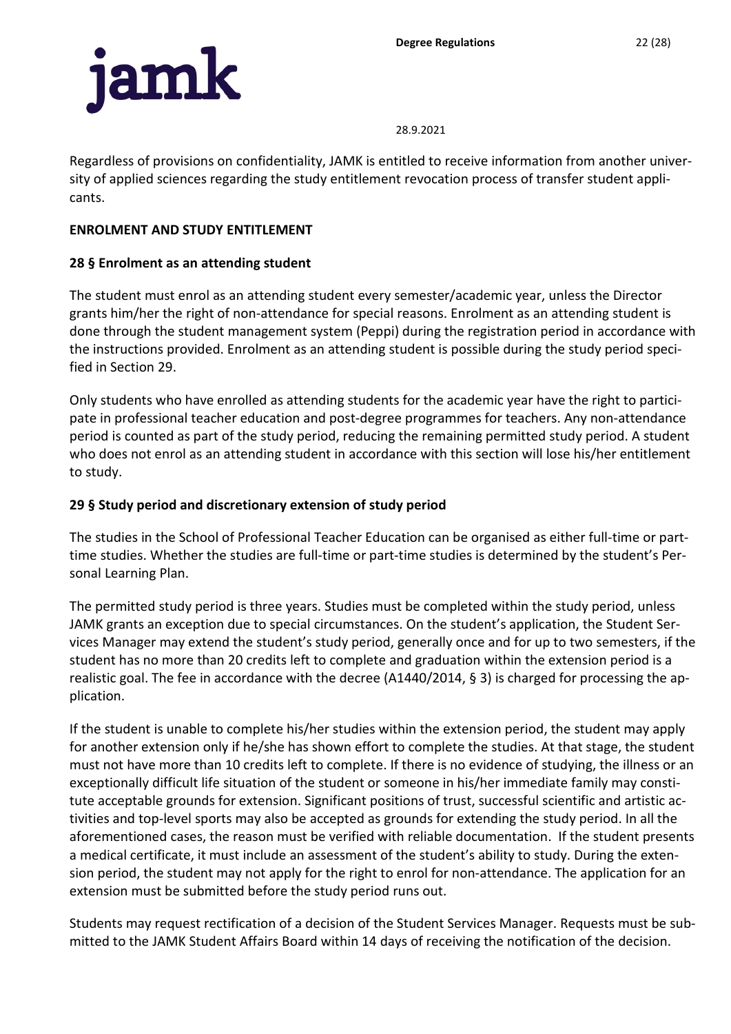Regardless of provisions on confidentiality, JAMK is entitled to receive information from another university of applied sciences regarding the study entitlement revocation process of transfer student applicants.

## ENROLMENT AND STUDY ENTITLEMENT

### 28 § Enrolment as an attending student

The student must enrol as an attending student every semester/academic year, unless the Director grants him/her the right of non-attendance for special reasons. Enrolment as an attending student is done through the student management system (Peppi) during the registration period in accordance with the instructions provided. Enrolment as an attending student is possible during the study period specified in Section 29.

Only students who have enrolled as attending students for the academic year have the right to participate in professional teacher education and post-degree programmes for teachers. Any non-attendance period is counted as part of the study period, reducing the remaining permitted study period. A student who does not enrol as an attending student in accordance with this section will lose his/her entitlement to study.

### 29 § Study period and discretionary extension of study period

The studies in the School of Professional Teacher Education can be organised as either full-time or part-time studies. Whether the studies are full-time or part-time studies is determined by the student's Personal Learning Plan.

The permitted study period is three years. Studies must be completed within the study period, unless JAMK grants an exception due to special circumstances. On the student's application, the Student Services Manager may extend the student's study period, generally once and for up to two semesters, if the student has no more than 20 credits left to complete and graduation within the extension period is a realistic goal. The fee in accordance with the decree (A1440/2014, § 3) is charged for processing the application.

If the student is unable to complete his/her studies within the extension period, the student may apply for another extension only if he/she has shown effort to complete the studies. At that stage, the student must not have more than 10 credits left to complete. If there is no evidence of studying, the illness or an exceptionally difficult life situation of the student or someone in his/her immediate family may constitute acceptable grounds for extension. Significant positions of trust, successful scientific and artistic activities and top-level sports may also be accepted as grounds for extending the study period. In all the aforementioned cases, the reason must be verified with reliable documentation. If the student presents a medical certificate, it must include an assessment of the student's ability to study. During the extension period, the student may not apply for the right to enrol for non-attendance. The application for an extension must be submitted before the study period runs out.

Students may request rectification of a decision of the Student Services Manager. Requests must be submitted to the JAMK Student Affairs Board within 14 days of receiving the notification of the decision.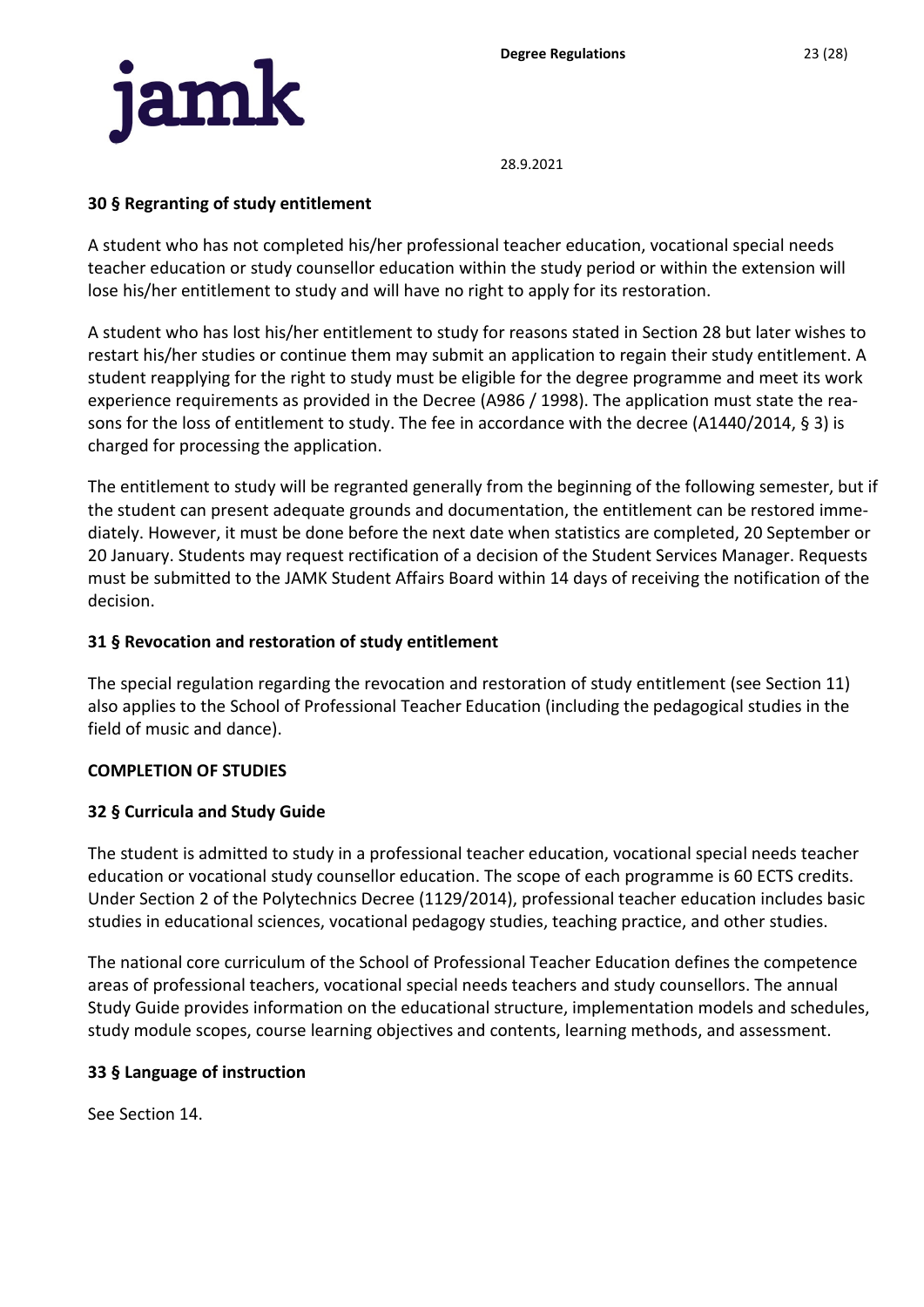## 30 § Regranting of study entitlement

A student who has not completed his/her professional teacher education, vocational special needs teacher education or study counsellor education within the study period or within the extension will lose his/her entitlement to study and will have no right to apply for its restoration.

A student who has lost his/her entitlement to study for reasons stated in Section 28 but later wishes to restart his/her studies or continue them may submit an application to regain their study entitlement. A student reapplying for the right to study must be eligible for the degree programme and meet its work experience requirements as provided in the Decree (A986 / 1998). The application must state the reasons for the loss of entitlement to study. The fee in accordance with the decree (A1440/2014, § 3) is charged for processing the application.

The entitlement to study will be regranted generally from the beginning of the following semester, but if the student can present adequate grounds and documentation, the entitlement can be restored immediately. However, it must be done before the next date when statistics are completed, 20 September or 20 January. Students may request rectification of a decision of the Student Services Manager. Requests must be submitted to the JAMK Student Affairs Board within 14 days of receiving the notification of the decision.

## 31 § Revocation and restoration of study entitlement

The special regulation regarding the revocation and restoration of study entitlement (see Section 11) also applies to the School of Professional Teacher Education (including the pedagogical studies in the field of music and dance).

# COMPLETION OF STUDIES

## 32 § Curricula and Study Guide

The student is admitted to study in a professional teacher education, vocational special needs teacher education or vocational study counsellor education. The scope of each programme is 60 ECTS credits. Under Section 2 of the Polytechnics Decree (1129/2014), professional teacher education includes basic studies in educational sciences, vocational pedagogy studies, teaching practice, and other studies.

The national core curriculum of the School of Professional Teacher Education defines the competence areas of professional teachers, vocational special needs teachers and study counsellors. The annual Study Guide provides information on the educational structure, implementation models and schedules, study module scopes, course learning objectives and contents, learning methods, and assessment.

## 33 § Language of instruction

See Section 14.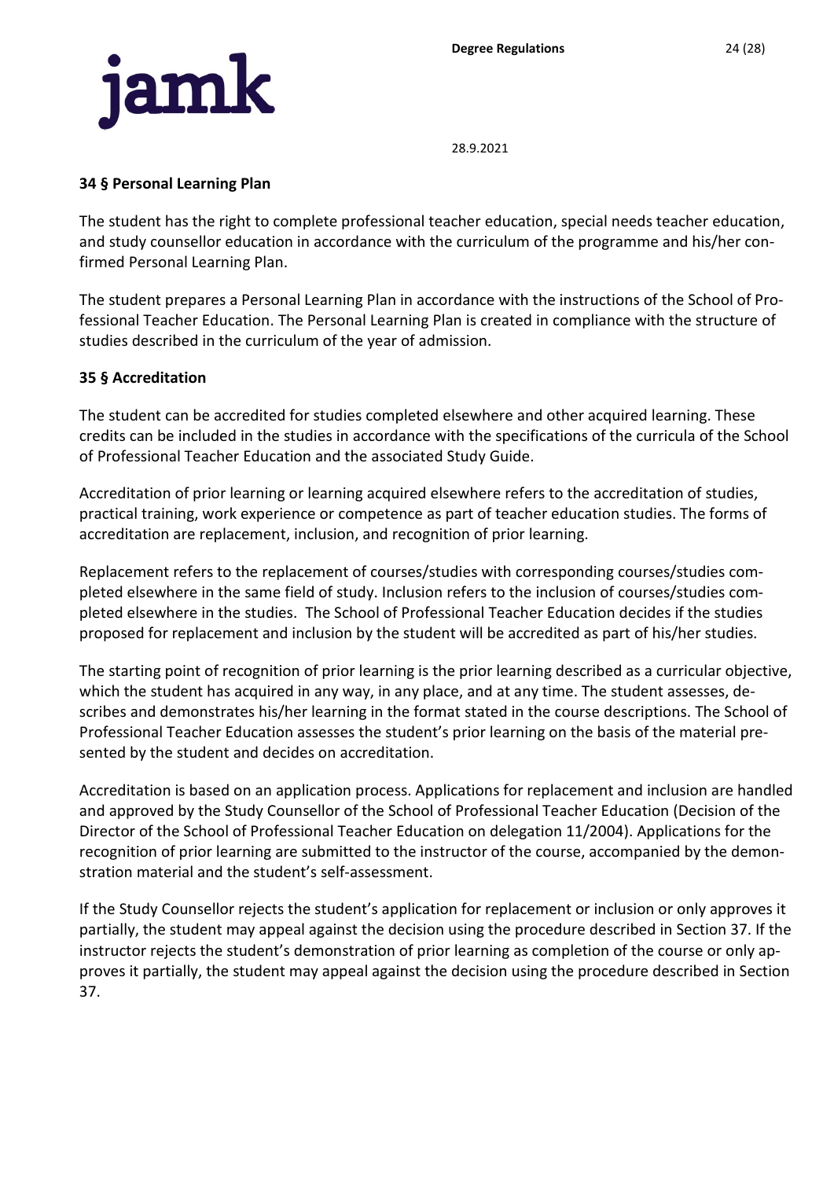## 34 § Personal Learning Plan

The student has the right to complete professional teacher education, special needs teacher education, and study counsellor education in accordance with the curriculum of the programme and his/her confirmed Personal Learning Plan.

The student prepares a Personal Learning Plan in accordance with the instructions of the School of Professional Teacher Education. The Personal Learning Plan is created in compliance with the structure of studies described in the curriculum of the year of admission.

## 35 § Accreditation

The student can be accredited for studies completed elsewhere and other acquired learning. These credits can be included in the studies in accordance with the specifications of the curricula of the School of Professional Teacher Education and the associated Study Guide.

Accreditation of prior learning or learning acquired elsewhere refers to the accreditation of studies, practical training, work experience or competence as part of teacher education studies. The forms of accreditation are replacement, inclusion, and recognition of prior learning.

Replacement refers to the replacement of courses/studies with corresponding courses/studies completed elsewhere in the same field of study. Inclusion refers to the inclusion of courses/studies completed elsewhere in the studies. The School of Professional Teacher Education decides if the studies proposed for replacement and inclusion by the student will be accredited as part of his/her studies.

The starting point of recognition of prior learning is the prior learning described as a curricular objective, which the student has acquired in any way, in any place, and at any time. The student assesses, describes and demonstrates his/her learning in the format stated in the course descriptions. The School of Professional Teacher Education assesses the student's prior learning on the basis of the material presented by the student and decides on accreditation.

Accreditation is based on an application process. Applications for replacement and inclusion are handled and approved by the Study Counsellor of the School of Professional Teacher Education (Decision of the Director of the School of Professional Teacher Education on delegation 11/2004). Applications for the recognition of prior learning are submitted to the instructor of the course, accompanied by the demonstration material and the student's self-assessment.

If the Study Counsellor rejects the student's application for replacement or inclusion or only approves it partially, the student may appeal against the decision using the procedure described in Section 37. If the instructor rejects the student's demonstration of prior learning as completion of the course or only approves it partially, the student may appeal against the decision using the procedure described in Section 37.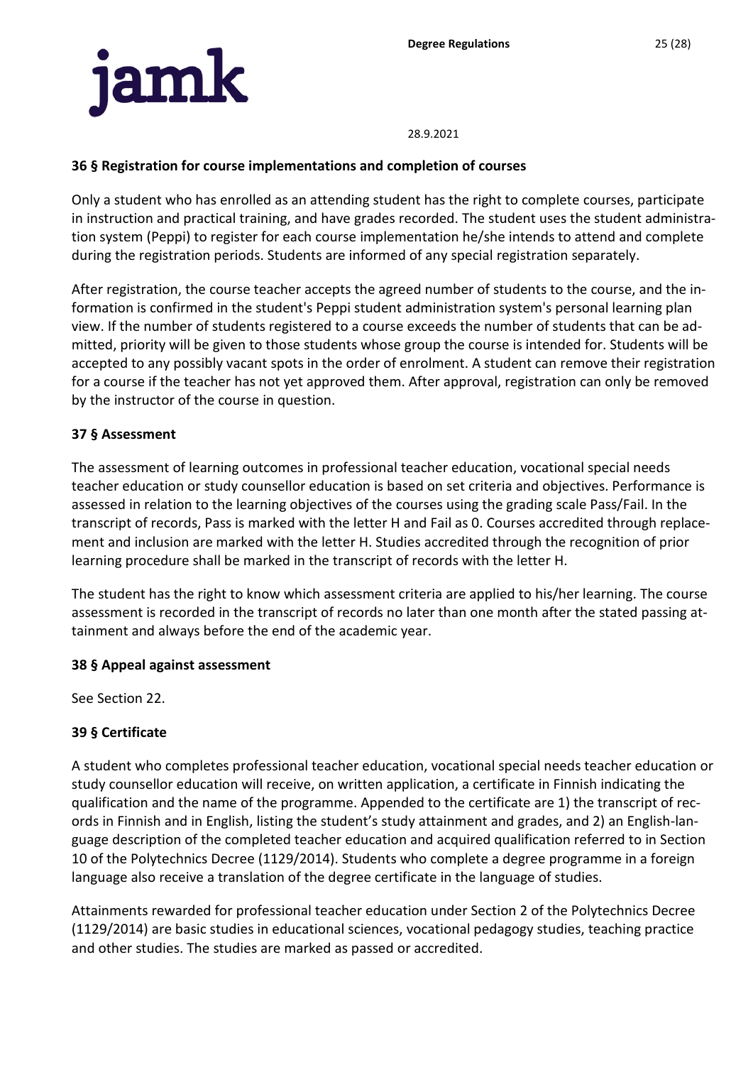### 36 § Registration for course implementations and completion of courses

Only a student who has enrolled as an attending student has the right to complete courses, participate in instruction and practical training, and have grades recorded. The student uses the student administration system (Peppi) to register for each course implementation he/she intends to attend and complete during the registration periods. Students are informed of any special registration separately.

After registration, the course teacher accepts the agreed number of students to the course, and the information is confirmed in the student's Peppi student administration system's personal learning plan view. If the number of students registered to a course exceeds the number of students that can be admitted, priority will be given to those students whose group the course is intended for. Students will be accepted to any possibly vacant spots in the order of enrolment. A student can remove their registration for a course if the teacher has not yet approved them. After approval, registration can only be removed by the instructor of the course in question.

### 37 § Assessment

The assessment of learning outcomes in professional teacher education, vocational special needs teacher education or study counsellor education is based on set criteria and objectives. Performance is assessed in relation to the learning objectives of the courses using the grading scale Pass/Fail. In the transcript of records, Pass is marked with the letter H and Fail as 0. Courses accredited through replacement and inclusion are marked with the letter H. Studies accredited through the recognition of prior learning procedure shall be marked in the transcript of records with the letter H.

The student has the right to know which assessment criteria are applied to his/her learning. The course assessment is recorded in the transcript of records no later than one month after the stated passing attainment and always before the end of the academic year.

### 38 § Appeal against assessment

See Section 22.

### 39 § Certificate

A student who completes professional teacher education, vocational special needs teacher education or study counsellor education will receive, on written application, a certificate in Finnish indicating the qualification and the name of the programme. Appended to the certificate are 1) the transcript of records in Finnish and in English, listing the student's study attainment and grades, and 2) an English-language description of the completed teacher education and acquired qualification referred to in Section 10 of the Polytechnics Decree (1129/2014). Students who complete a degree programme in a foreign language also receive a translation of the degree certificate in the language of studies.

Attainments rewarded for professional teacher education under Section 2 of the Polytechnics Decree (1129/2014) are basic studies in educational sciences, vocational pedagogy studies, teaching practice and other studies. The studies are marked as passed or accredited.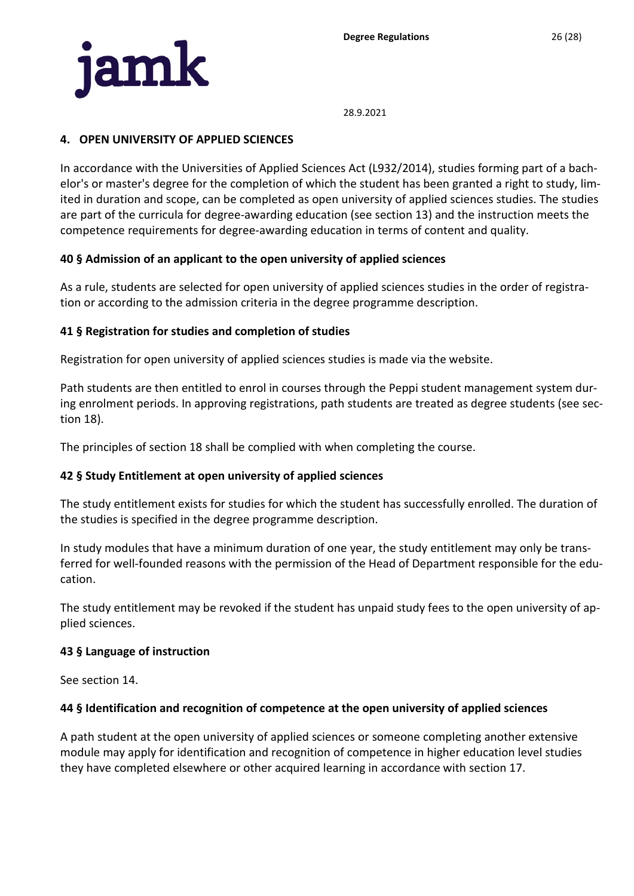## 4. OPEN UNIVERSITY OF APPLIED SCIENCES

In accordance with the Universities of Applied Sciences Act (L932/2014), studies forming part of a bachelor's or master's degree for the completion of which the student has been granted a right to study, limited in duration and scope, can be completed as open university of applied sciences studies. The studies are part of the curricula for degree-awarding education (see section 13) and the instruction meets the competence requirements for degree-awarding education in terms of content and quality.

### 40 § Admission of an applicant to the open university of applied sciences

As a rule, students are selected for open university of applied sciences studies in the order of registration or according to the admission criteria in the degree programme description.

### 41 § Registration for studies and completion of studies

Registration for open university of applied sciences studies is made via the website.

Path students are then entitled to enrol in courses through the Peppi student management system during enrolment periods. In approving registrations, path students are treated as degree students (see section 18).

The principles of section 18 shall be complied with when completing the course.

### 42 § Study Entitlement at open university of applied sciences

The study entitlement exists for studies for which the student has successfully enrolled. The duration of the studies is specified in the degree programme description.

In study modules that have a minimum duration of one year, the study entitlement may only be transferred for well-founded reasons with the permission of the Head of Department responsible for the education.

The study entitlement may be revoked if the student has unpaid study fees to the open university of applied sciences.

### 43 § Language of instruction

See section 14.

### 44 § Identification and recognition of competence at the open university of applied sciences

A path student at the open university of applied sciences or someone completing another extensive module may apply for identification and recognition of competence in higher education level studies they have completed elsewhere or other acquired learning in accordance with section 17.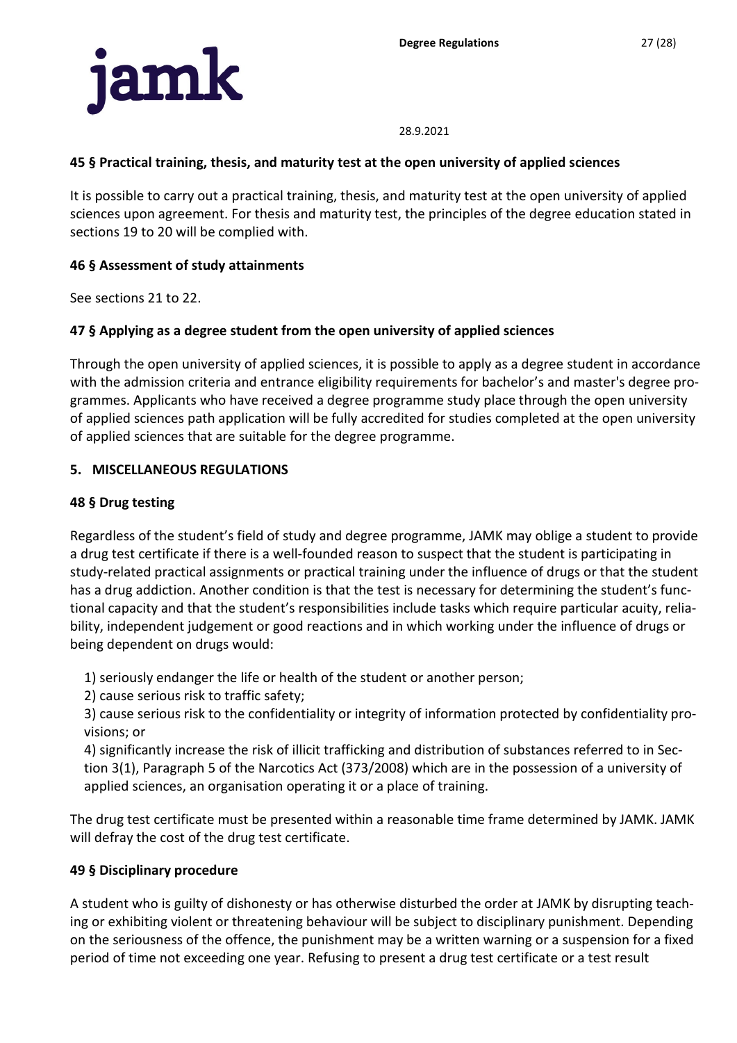### 45 § Practical training, thesis, and maturity test at the open university of applied sciences

It is possible to carry out a practical training, thesis, and maturity test at the open university of applied sciences upon agreement. For thesis and maturity test, the principles of the degree education stated in sections 19 to 20 will be complied with.

### 46 § Assessment of study attainments

See sections 21 to 22.

### 47 § Applying as a degree student from the open university of applied sciences

Through the open university of applied sciences, it is possible to apply as a degree student in accordance with the admission criteria and entrance eligibility requirements for bachelor's and master's degree programmes. Applicants who have received a degree programme study place through the open university of applied sciences path application will be fully accredited for studies completed at the open university of applied sciences that are suitable for the degree programme.

## 5. MISCELLANEOUS REGULATIONS

### 48 § Drug testing

Regardless of the student's field of study and degree programme, JAMK may oblige a student to provide a drug test certificate if there is a well-founded reason to suspect that the student is participating in study-related practical assignments or practical training under the influence of drugs or that the student has a drug addiction. Another condition is that the test is necessary for determining the student's functional capacity and that the student's responsibilities include tasks which require particular acuity, reliability, independent judgement or good reactions and in which working under the influence of drugs or being dependent on drugs would:

1) seriously endanger the life or health of the student or another person;
2) cause serious risk to traffic safety;
3) cause serious risk to the confidentiality or integrity of information protected by confidentiality provisions; or
4) significantly increase the risk of illicit trafficking and distribution of substances referred to in Section 3(1), Paragraph 5 of the Narcotics Act (373/2008) which are in the possession of a university of applied sciences, an organisation operating it or a place of training.

The drug test certificate must be presented within a reasonable time frame determined by JAMK. JAMK will defray the cost of the drug test certificate.

### 49 § Disciplinary procedure

A student who is guilty of dishonesty or has otherwise disturbed the order at JAMK by disrupting teaching or exhibiting violent or threatening behaviour will be subject to disciplinary punishment. Depending on the seriousness of the offence, the punishment may be a written warning or a suspension for a fixed period of time not exceeding one year. Refusing to present a drug test certificate or a test result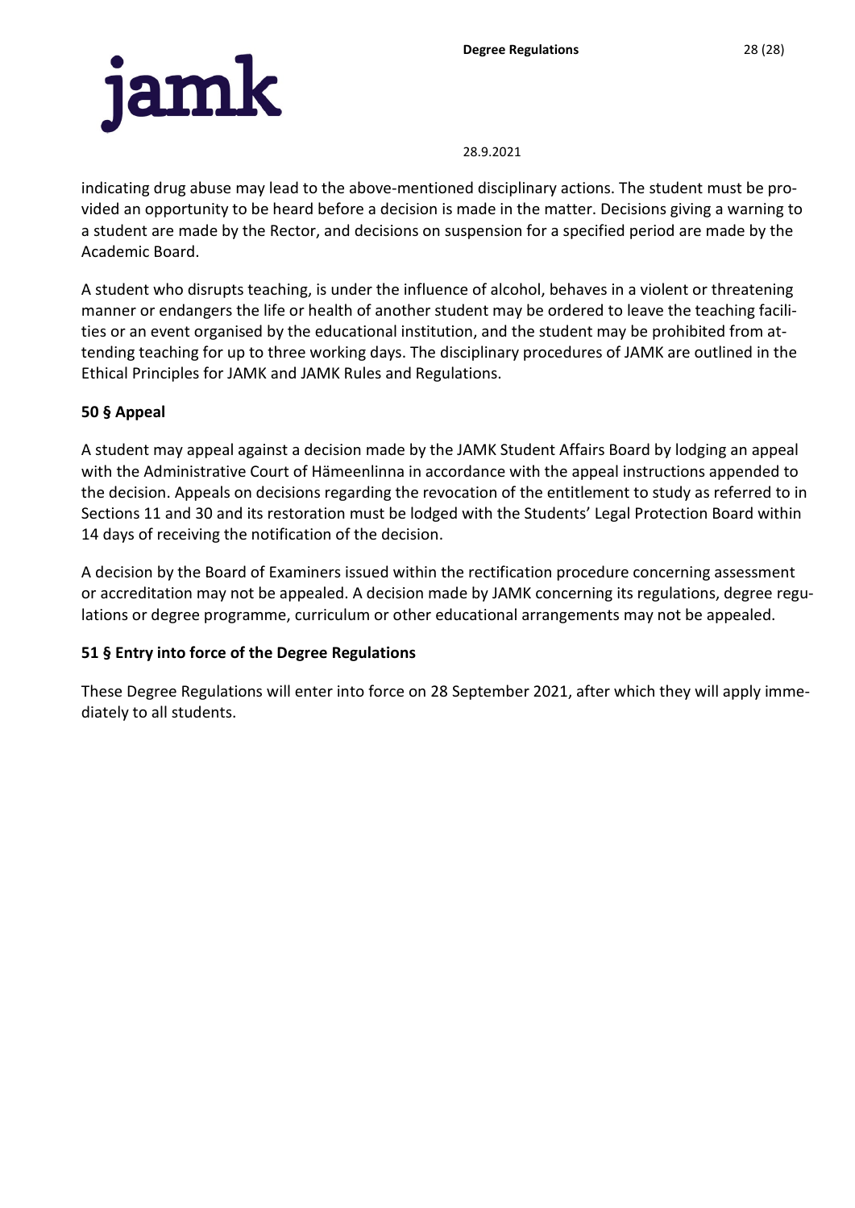indicating drug abuse may lead to the above-mentioned disciplinary actions. The student must be provided an opportunity to be heard before a decision is made in the matter. Decisions giving a warning to a student are made by the Rector, and decisions on suspension for a specified period are made by the Academic Board.

A student who disrupts teaching, is under the influence of alcohol, behaves in a violent or threatening manner or endangers the life or health of another student may be ordered to leave the teaching facilities or an event organised by the educational institution, and the student may be prohibited from attending teaching for up to three working days. The disciplinary procedures of JAMK are outlined in the Ethical Principles for JAMK and JAMK Rules and Regulations.

### 50 § Appeal

A student may appeal against a decision made by the JAMK Student Affairs Board by lodging an appeal with the Administrative Court of Hämeenlinna in accordance with the appeal instructions appended to the decision. Appeals on decisions regarding the revocation of the entitlement to study as referred to in Sections 11 and 30 and its restoration must be lodged with the Students' Legal Protection Board within 14 days of receiving the notification of the decision.

A decision by the Board of Examiners issued within the rectification procedure concerning assessment or accreditation may not be appealed. A decision made by JAMK concerning its regulations, degree regulations or degree programme, curriculum or other educational arrangements may not be appealed.

### 51 § Entry into force of the Degree Regulations

These Degree Regulations will enter into force on 28 September 2021, after which they will apply immediately to all students.